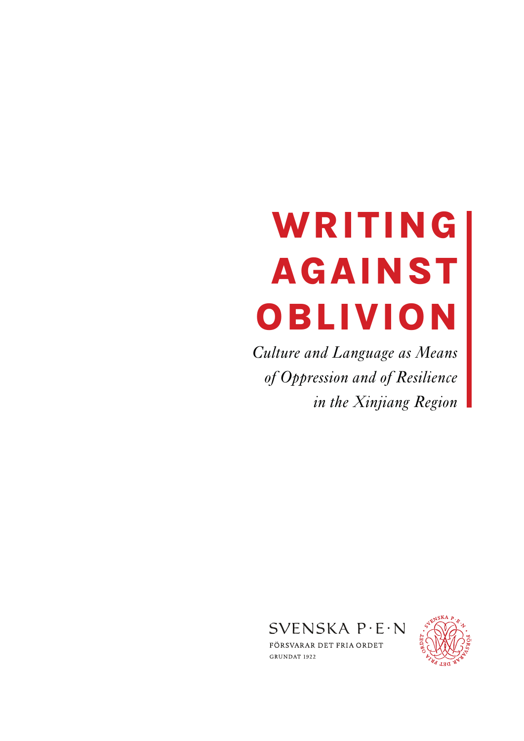# WRITING AGAINST OBLIVION

*Culture and Language as Means of Oppression and of Resilience in the Xinjiang Region*

SVENSKA P·E·N

FÖRSVARAR DET FRIA ORDET

GRUNDAT 1922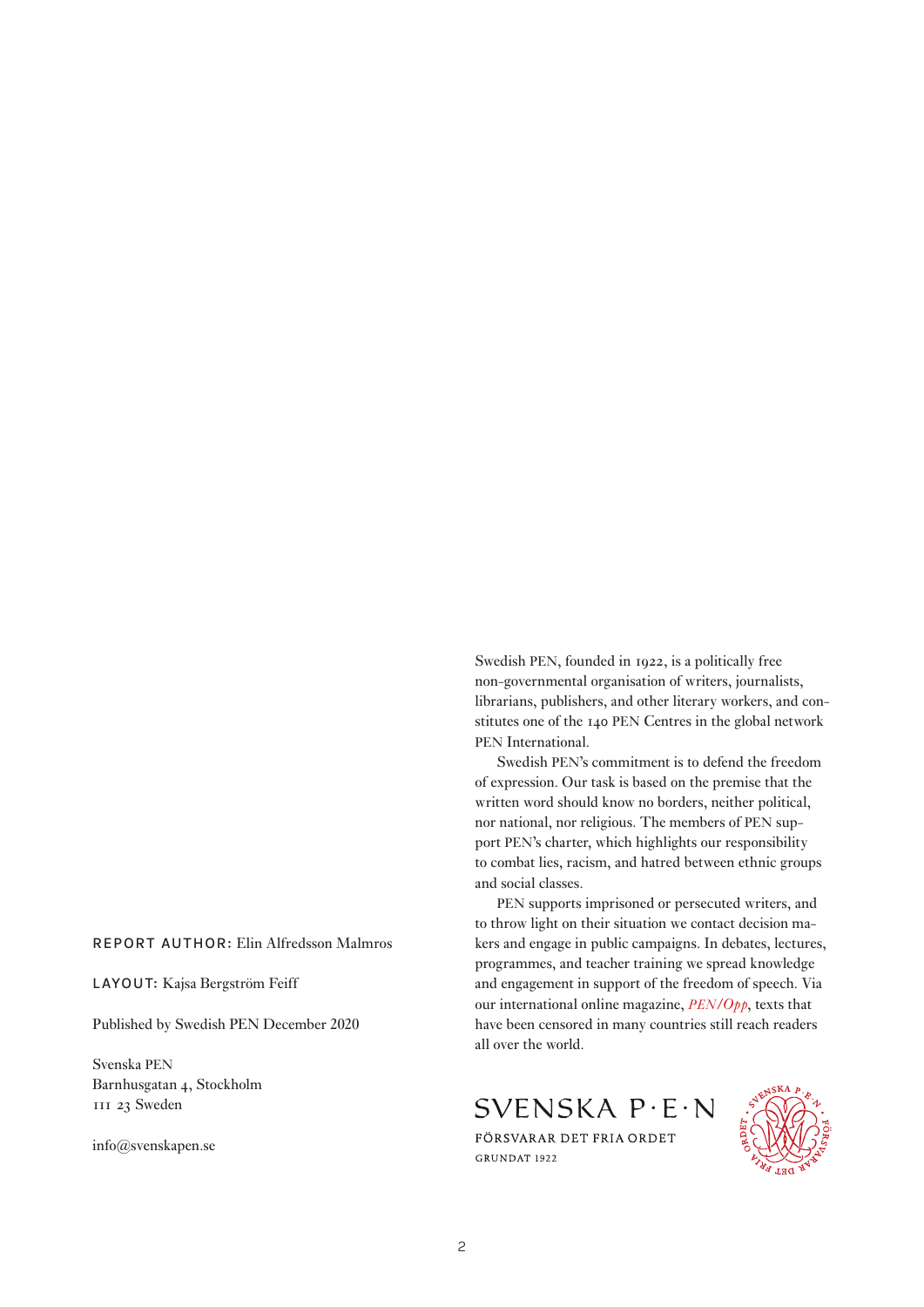**REPORT AUTHOR:** Elin Alfredsson Malmros

**LAYOUT:** Kajsa Bergström Feiff

Published by Swedish PEN December 2020

Svenska PEN
Barnhusgatan 4, Stockholm
111 23 Sweden

info@svenskapen.se

Swedish PEN, founded in 1922, is a politically free non-governmental organisation of writers, journalists, librarians, publishers, and other literary workers, and constitutes one of the 140 PEN Centres in the global network PEN International.

Swedish PEN's commitment is to defend the freedom of expression. Our task is based on the premise that the written word should know no borders, neither political, nor national, nor religious. The members of PEN support PEN's charter, which highlights our responsibility to combat lies, racism, and hatred between ethnic groups and social classes.

PEN supports imprisoned or persecuted writers, and to throw light on their situation we contact decision makers and engage in public campaigns. In debates, lectures, programmes, and teacher training we spread knowledge and engagement in support of the freedom of speech. Via our international online magazine, *PEN/Opp*, texts that have been censored in many countries still reach readers all over the world.

SVENSKA P·E·N
FÖRSVARAR DET FRIA ORDET
GRUNDAT 1922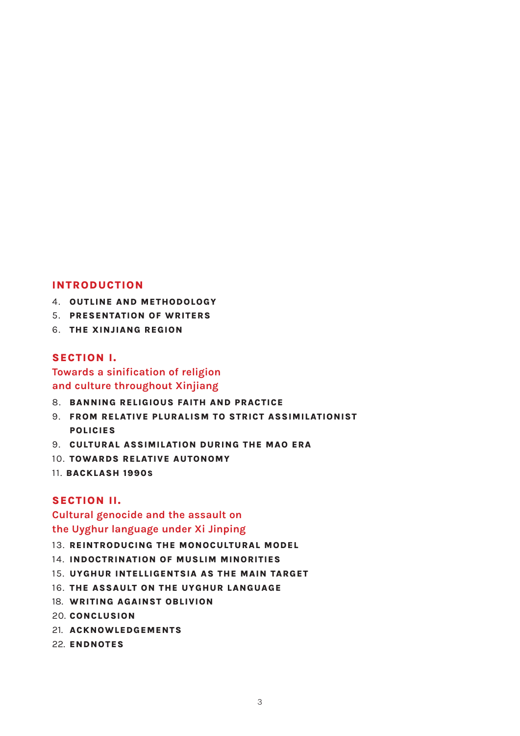## INTRODUCTION

4. **OUTLINE AND METHODOLOGY**
5. **PRESENTATION OF WRITERS**
6. **THE XINJIANG REGION**

## SECTION I.

### Towards a sinification of religion and culture throughout Xinjiang

8. **BANNING RELIGIOUS FAITH AND PRACTICE**
9. **FROM RELATIVE PLURALISM TO STRICT ASSIMILATIONIST POLICIES**
9. **CULTURAL ASSIMILATION DURING THE MAO ERA**
10. **TOWARDS RELATIVE AUTONOMY**
11. **BACKLASH 1990s**

## SECTION II.

### Cultural genocide and the assault on the Uyghur language under Xi Jinping

13. **REINTRODUCING THE MONOCULTURAL MODEL**
14. **INDOCTRINATION OF MUSLIM MINORITIES**
15. **UYGHUR INTELLIGENTSIA AS THE MAIN TARGET**
16. **THE ASSAULT ON THE UYGHUR LANGUAGE**
18. **WRITING AGAINST OBLIVION**
20. **CONCLUSION**
21. **ACKNOWLEDGEMENTS**
22. **ENDNOTES**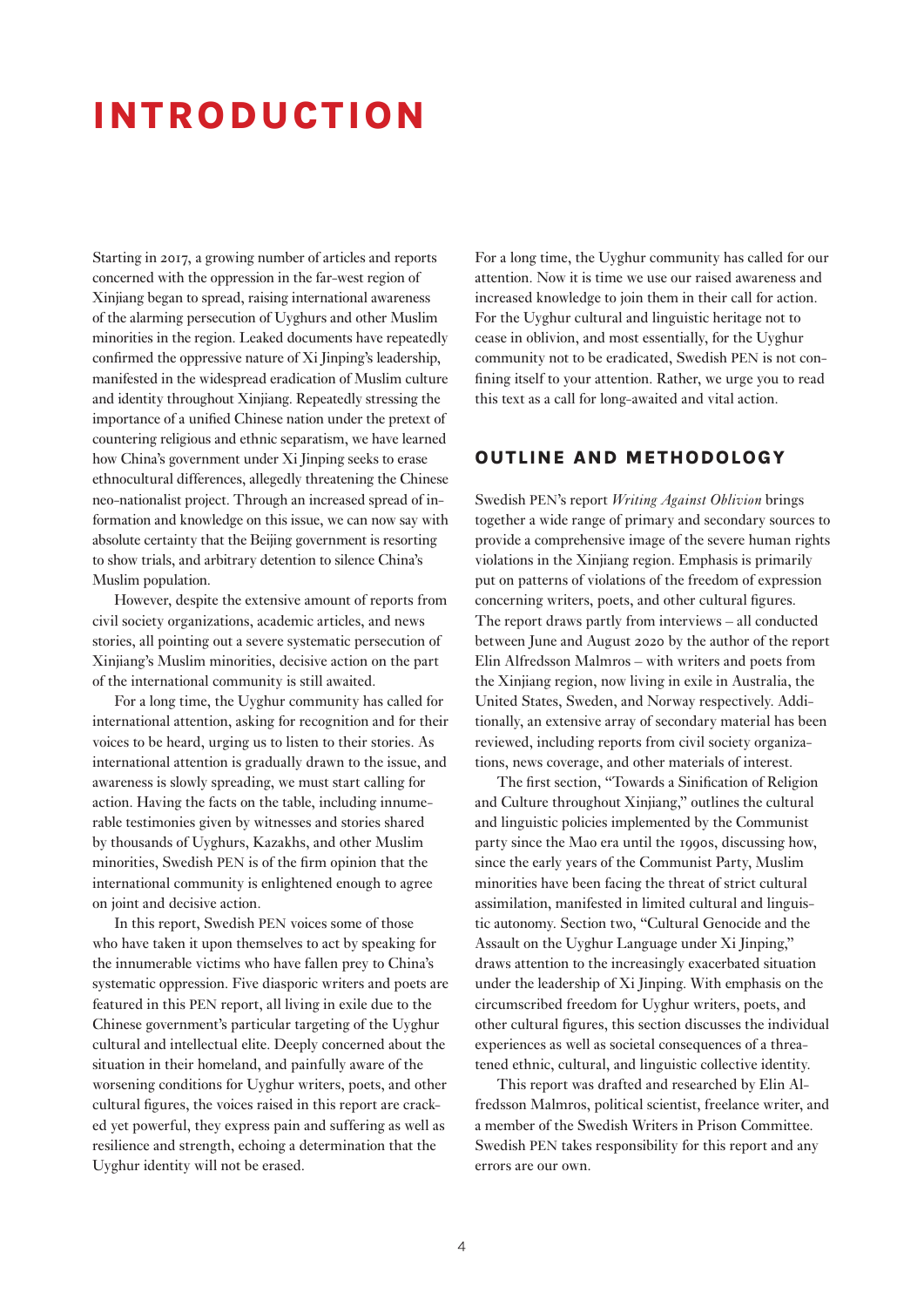# INTRODUCTION

Starting in 2017, a growing number of articles and reports concerned with the oppression in the far-west region of Xinjiang began to spread, raising international awareness of the alarming persecution of Uyghurs and other Muslim minorities in the region. Leaked documents have repeatedly confirmed the oppressive nature of Xi Jinping's leadership, manifested in the widespread eradication of Muslim culture and identity throughout Xinjiang. Repeatedly stressing the importance of a unified Chinese nation under the pretext of countering religious and ethnic separatism, we have learned how China's government under Xi Jinping seeks to erase ethnocultural differences, allegedly threatening the Chinese neo-nationalist project. Through an increased spread of information and knowledge on this issue, we can now say with absolute certainty that the Beijing government is resorting to show trials, and arbitrary detention to silence China's Muslim population.

However, despite the extensive amount of reports from civil society organizations, academic articles, and news stories, all pointing out a severe systematic persecution of Xinjiang's Muslim minorities, decisive action on the part of the international community is still awaited.

For a long time, the Uyghur community has called for international attention, asking for recognition and for their voices to be heard, urging us to listen to their stories. As international attention is gradually drawn to the issue, and awareness is slowly spreading, we must start calling for action. Having the facts on the table, including innumerable testimonies given by witnesses and stories shared by thousands of Uyghurs, Kazakhs, and other Muslim minorities, Swedish PEN is of the firm opinion that the international community is enlightened enough to agree on joint and decisive action.

In this report, Swedish PEN voices some of those who have taken it upon themselves to act by speaking for the innumerable victims who have fallen prey to China's systematic oppression. Five diasporic writers and poets are featured in this PEN report, all living in exile due to the Chinese government's particular targeting of the Uyghur cultural and intellectual elite. Deeply concerned about the situation in their homeland, and painfully aware of the worsening conditions for Uyghur writers, poets, and other cultural figures, the voices raised in this report are cracked yet powerful, they express pain and suffering as well as resilience and strength, echoing a determination that the Uyghur identity will not be erased.

For a long time, the Uyghur community has called for our attention. Now it is time we use our raised awareness and increased knowledge to join them in their call for action. For the Uyghur cultural and linguistic heritage not to cease in oblivion, and most essentially, for the Uyghur community not to be eradicated, Swedish PEN is not confining itself to your attention. Rather, we urge you to read this text as a call for long-awaited and vital action.

## OUTLINE AND METHODOLOGY

Swedish PEN's report *Writing Against Oblivion* brings together a wide range of primary and secondary sources to provide a comprehensive image of the severe human rights violations in the Xinjiang region. Emphasis is primarily put on patterns of violations of the freedom of expression concerning writers, poets, and other cultural figures. The report draws partly from interviews – all conducted between June and August 2020 by the author of the report Elin Alfredsson Malmros – with writers and poets from the Xinjiang region, now living in exile in Australia, the United States, Sweden, and Norway respectively. Additionally, an extensive array of secondary material has been reviewed, including reports from civil society organizations, news coverage, and other materials of interest.

The first section, "Towards a Sinification of Religion and Culture throughout Xinjiang," outlines the cultural and linguistic policies implemented by the Communist party since the Mao era until the 1990s, discussing how, since the early years of the Communist Party, Muslim minorities have been facing the threat of strict cultural assimilation, manifested in limited cultural and linguistic autonomy. Section two, "Cultural Genocide and the Assault on the Uyghur Language under Xi Jinping," draws attention to the increasingly exacerbated situation under the leadership of Xi Jinping. With emphasis on the circumscribed freedom for Uyghur writers, poets, and other cultural figures, this section discusses the individual experiences as well as societal consequences of a threatened ethnic, cultural, and linguistic collective identity.

This report was drafted and researched by Elin Alfredsson Malmros, political scientist, freelance writer, and a member of the Swedish Writers in Prison Committee. Swedish PEN takes responsibility for this report and any errors are our own.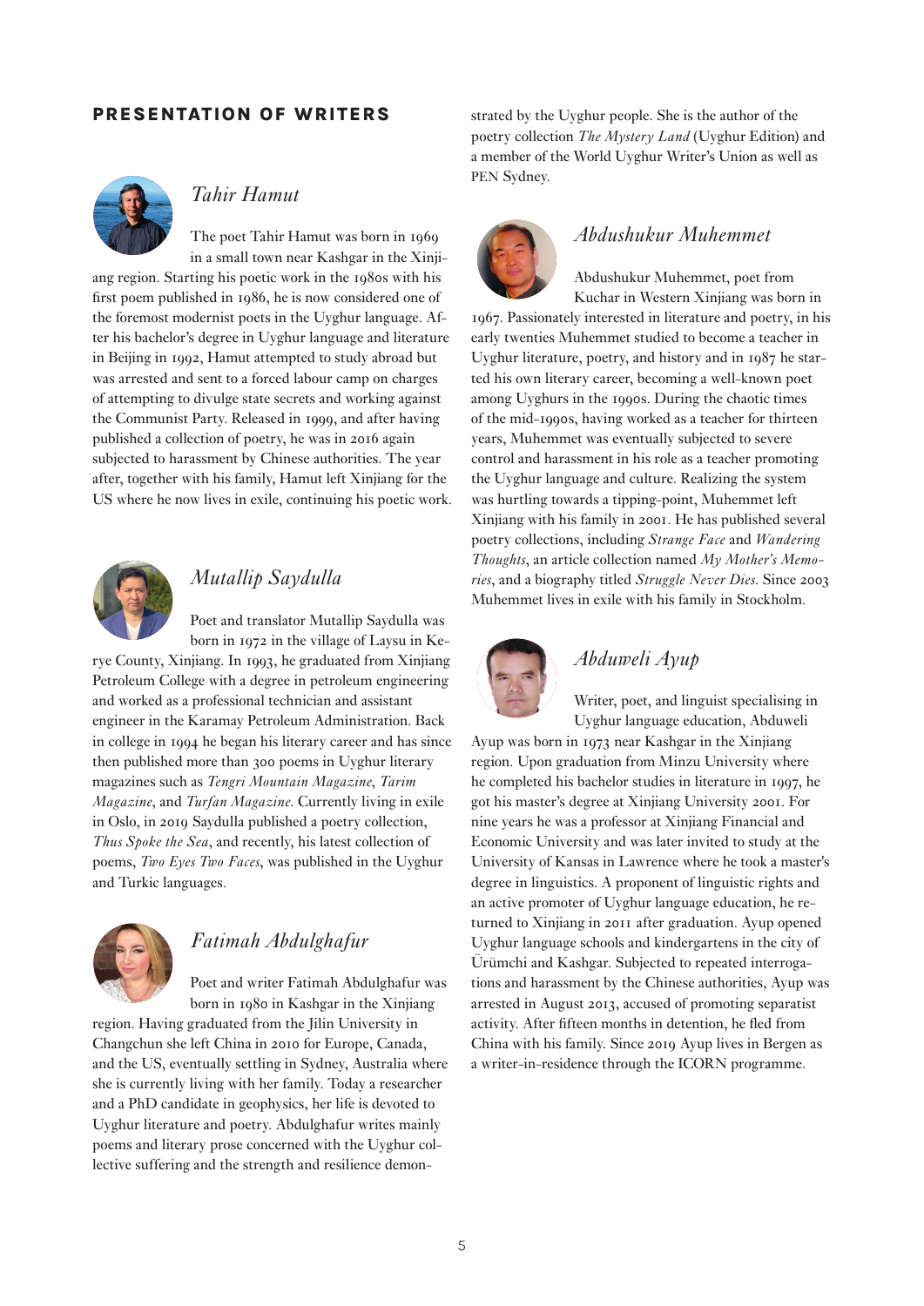## PRESENTATION OF WRITERS

### *Tahir Hamut*

The poet Tahir Hamut was born in 1969 in a small town near Kashgar in the Xinjiang region. Starting his poetic work in the 1980s with his first poem published in 1986, he is now considered one of the foremost modernist poets in the Uyghur language. After his bachelor's degree in Uyghur language and literature in Beijing in 1992, Hamut attempted to study abroad but was arrested and sent to a forced labour camp on charges of attempting to divulge state secrets and working against the Communist Party. Released in 1999, and after having published a collection of poetry, he was in 2016 again subjected to harassment by Chinese authorities. The year after, together with his family, Hamut left Xinjiang for the US where he now lives in exile, continuing his poetic work.

### *Mutallip Saydulla*

Poet and translator Mutallip Saydulla was born in 1972 in the village of Laysu in Kerye County, Xinjiang. In 1993, he graduated from Xinjiang Petroleum College with a degree in petroleum engineering and worked as a professional technician and assistant engineer in the Karamay Petroleum Administration. Back in college in 1994 he began his literary career and has since then published more than 300 poems in Uyghur literary magazines such as *Tengri Mountain Magazine*, *Tarim Magazine*, and *Turfan Magazine*. Currently living in exile in Oslo, in 2019 Saydulla published a poetry collection, *Thus Spoke the Sea*, and recently, his latest collection of poems, *Two Eyes Two Faces*, was published in the Uyghur and Turkic languages.

### *Fatimah Abdulghafur*

Poet and writer Fatimah Abdulghafur was born in 1980 in Kashgar in the Xinjiang region. Having graduated from the Jilin University in Changchun she left China in 2010 for Europe, Canada, and the US, eventually settling in Sydney, Australia where she is currently living with her family. Today a researcher and a PhD candidate in geophysics, her life is devoted to Uyghur literature and poetry. Abdulghafur writes mainly poems and literary prose concerned with the Uyghur collective suffering and the strength and resilience demonstrated by the Uyghur people. She is the author of the poetry collection *The Mystery Land* (Uyghur Edition) and a member of the World Uyghur Writer's Union as well as PEN Sydney.

### *Abdushukur Muhemmet*

Abdushukur Muhemmet, poet from Kuchar in Western Xinjiang was born in 1967. Passionately interested in literature and poetry, in his early twenties Muhemmet studied to become a teacher in Uyghur literature, poetry, and history and in 1987 he started his own literary career, becoming a well-known poet among Uyghurs in the 1990s. During the chaotic times of the mid-1990s, having worked as a teacher for thirteen years, Muhemmet was eventually subjected to severe control and harassment in his role as a teacher promoting the Uyghur language and culture. Realizing the system was hurtling towards a tipping-point, Muhemmet left Xinjiang with his family in 2001. He has published several poetry collections, including *Strange Face* and *Wandering Thoughts*, an article collection named *My Mother's Memories*, and a biography titled *Struggle Never Dies*. Since 2003 Muhemmet lives in exile with his family in Stockholm.

### *Abduweli Ayup*

Writer, poet, and linguist specialising in Uyghur language education, Abduweli Ayup was born in 1973 near Kashgar in the Xinjiang region. Upon graduation from Minzu University where he completed his bachelor studies in literature in 1997, he got his master's degree at Xinjiang University 2001. For nine years he was a professor at Xinjiang Financial and Economic University and was later invited to study at the University of Kansas in Lawrence where he took a master's degree in linguistics. A proponent of linguistic rights and an active promoter of Uyghur language education, he returned to Xinjiang in 2011 after graduation. Ayup opened Uyghur language schools and kindergartens in the city of Ürümchi and Kashgar. Subjected to repeated interrogations and harassment by the Chinese authorities, Ayup was arrested in August 2013, accused of promoting separatist activity. After fifteen months in detention, he fled from China with his family. Since 2019 Ayup lives in Bergen as a writer-in-residence through the ICORN programme.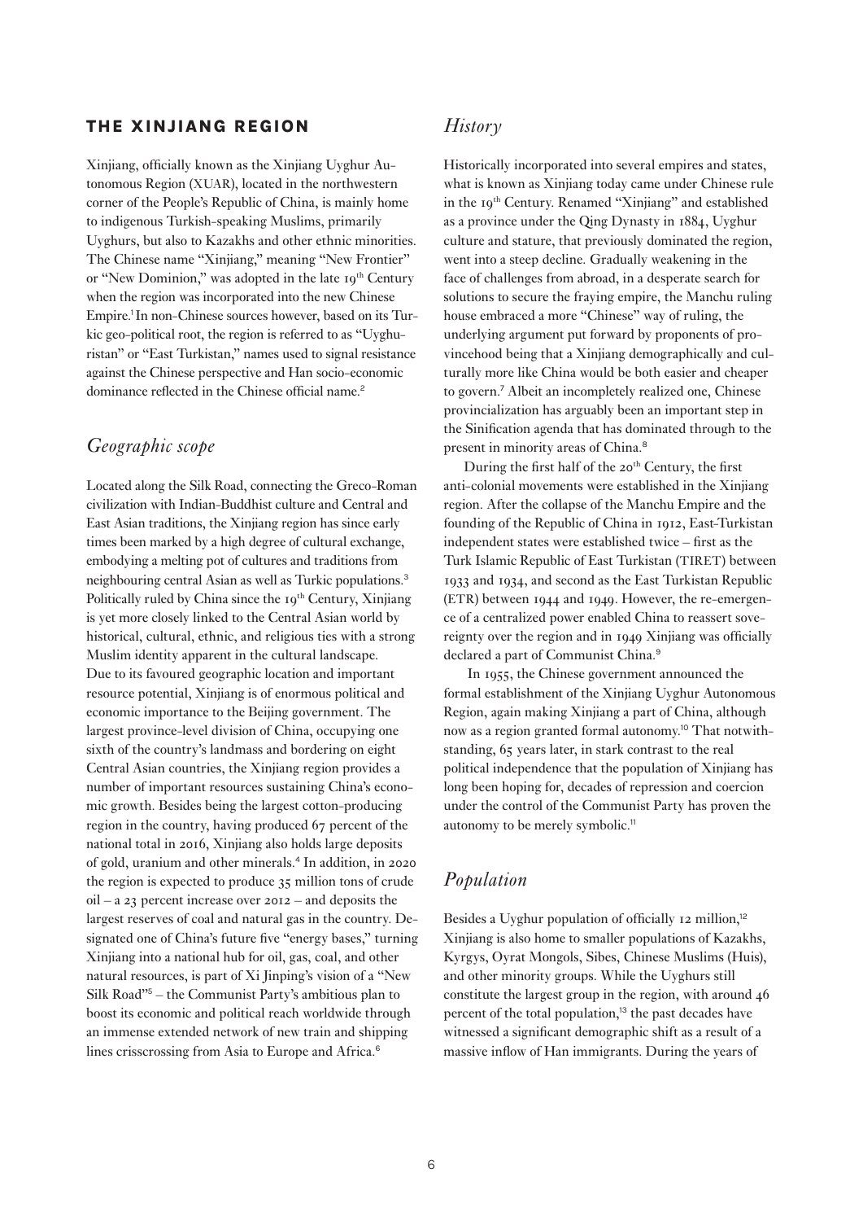## THE XINJIANG REGION

Xinjiang, officially known as the Xinjiang Uyghur Autonomous Region (XUAR), located in the northwestern corner of the People's Republic of China, is mainly home to indigenous Turkish-speaking Muslims, primarily Uyghurs, but also to Kazakhs and other ethnic minorities. The Chinese name "Xinjiang," meaning "New Frontier" or "New Dominion," was adopted in the late 19th Century when the region was incorporated into the new Chinese Empire.[1] In non-Chinese sources however, based on its Turkic geo-political root, the region is referred to as "Uyghuristan" or "East Turkistan," names used to signal resistance against the Chinese perspective and Han socio-economic dominance reflected in the Chinese official name.[2]

### *Geographic scope*

Located along the Silk Road, connecting the Greco-Roman civilization with Indian-Buddhist culture and Central and East Asian traditions, the Xinjiang region has since early times been marked by a high degree of cultural exchange, embodying a melting pot of cultures and traditions from neighbouring central Asian as well as Turkic populations.[3] Politically ruled by China since the 19th Century, Xinjiang is yet more closely linked to the Central Asian world by historical, cultural, ethnic, and religious ties with a strong Muslim identity apparent in the cultural landscape. Due to its favoured geographic location and important resource potential, Xinjiang is of enormous political and economic importance to the Beijing government. The largest province-level division of China, occupying one sixth of the country's landmass and bordering on eight Central Asian countries, the Xinjiang region provides a number of important resources sustaining China's economic growth. Besides being the largest cotton-producing region in the country, having produced 67 percent of the national total in 2016, Xinjiang also holds large deposits of gold, uranium and other minerals.[4] In addition, in 2020 the region is expected to produce 35 million tons of crude oil – a 23 percent increase over 2012 – and deposits the largest reserves of coal and natural gas in the country. Designated one of China's future five "energy bases," turning Xinjiang into a national hub for oil, gas, coal, and other natural resources, is part of Xi Jinping's vision of a "New Silk Road"[5] – the Communist Party's ambitious plan to boost its economic and political reach worldwide through an immense extended network of new train and shipping lines crisscrossing from Asia to Europe and Africa.[6]

### *History*

Historically incorporated into several empires and states, what is known as Xinjiang today came under Chinese rule in the 19th Century. Renamed "Xinjiang" and established as a province under the Qing Dynasty in 1884, Uyghur culture and stature, that previously dominated the region, went into a steep decline. Gradually weakening in the face of challenges from abroad, in a desperate search for solutions to secure the fraying empire, the Manchu ruling house embraced a more "Chinese" way of ruling, the underlying argument put forward by proponents of provincehood being that a Xinjiang demographically and culturally more like China would be both easier and cheaper to govern.[7] Albeit an incompletely realized one, Chinese provincialization has arguably been an important step in the Sinification agenda that has dominated through to the present in minority areas of China.[8]

During the first half of the 20th Century, the first anti-colonial movements were established in the Xinjiang region. After the collapse of the Manchu Empire and the founding of the Republic of China in 1912, East-Turkistan independent states were established twice – first as the Turk Islamic Republic of East Turkistan (TIRET) between 1933 and 1934, and second as the East Turkistan Republic (ETR) between 1944 and 1949. However, the re-emergence of a centralized power enabled China to reassert sovereignty over the region and in 1949 Xinjiang was officially declared a part of Communist China.[9]

In 1955, the Chinese government announced the formal establishment of the Xinjiang Uyghur Autonomous Region, again making Xinjiang a part of China, although now as a region granted formal autonomy.[10] That notwithstanding, 65 years later, in stark contrast to the real political independence that the population of Xinjiang has long been hoping for, decades of repression and coercion under the control of the Communist Party has proven the autonomy to be merely symbolic.[11]

### *Population*

Besides a Uyghur population of officially 12 million,[12] Xinjiang is also home to smaller populations of Kazakhs, Kyrgys, Oyrat Mongols, Sibes, Chinese Muslims (Huis), and other minority groups. While the Uyghurs still constitute the largest group in the region, with around 46 percent of the total population,[13] the past decades have witnessed a significant demographic shift as a result of a massive inflow of Han immigrants. During the years of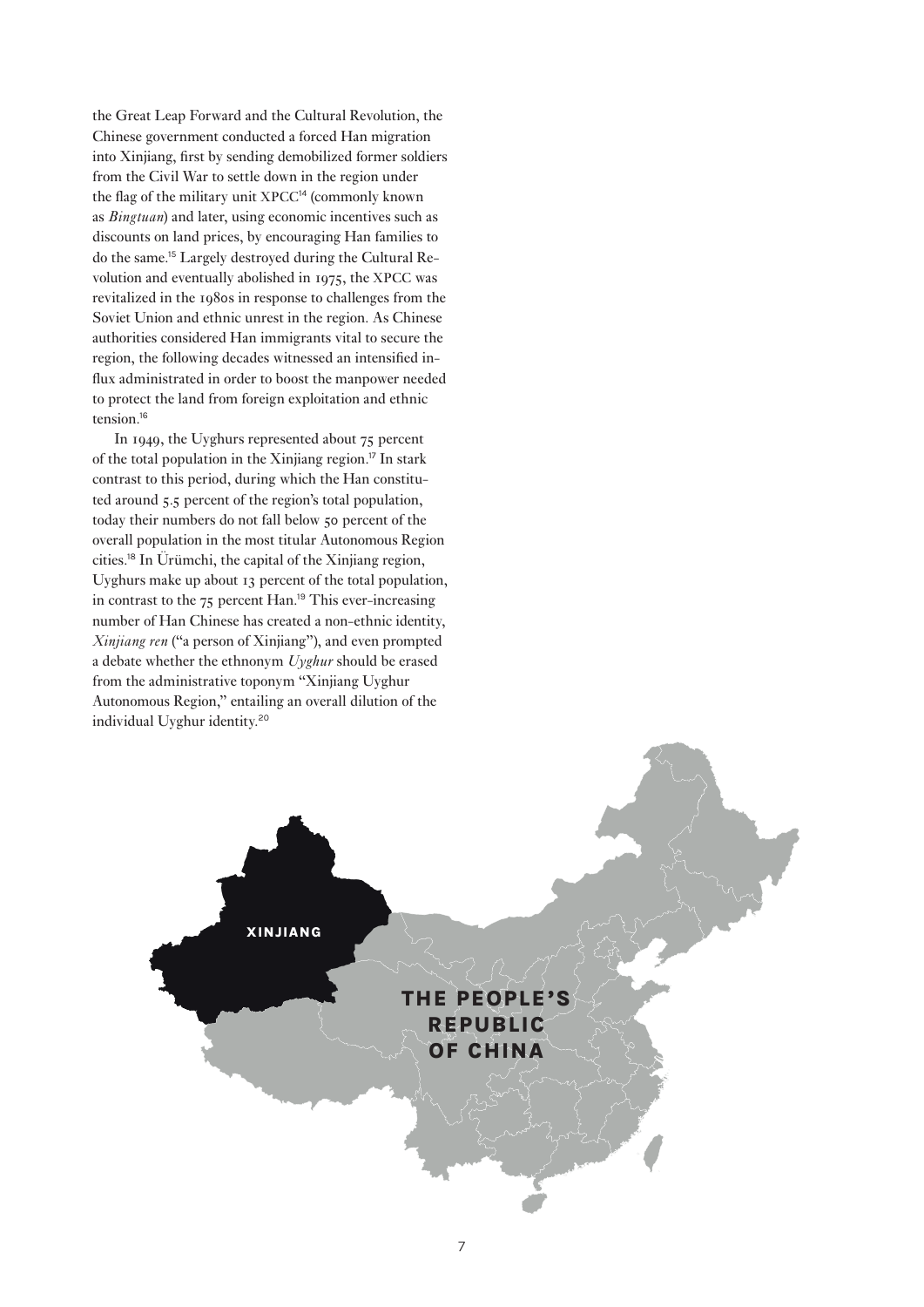the Great Leap Forward and the Cultural Revolution, the Chinese government conducted a forced Han migration into Xinjiang, first by sending demobilized former soldiers from the Civil War to settle down in the region under the flag of the military unit XPCC[14] (commonly known as *Bingtuan*) and later, using economic incentives such as discounts on land prices, by encouraging Han families to do the same.[15] Largely destroyed during the Cultural Revolution and eventually abolished in 1975, the XPCC was revitalized in the 1980s in response to challenges from the Soviet Union and ethnic unrest in the region. As Chinese authorities considered Han immigrants vital to secure the region, the following decades witnessed an intensified influx administrated in order to boost the manpower needed to protect the land from foreign exploitation and ethnic tension.[16]

In 1949, the Uyghurs represented about 75 percent of the total population in the Xinjiang region.[17] In stark contrast to this period, during which the Han constituted around 5.5 percent of the region's total population, today their numbers do not fall below 50 percent of the overall population in the most titular Autonomous Region cities.[18] In Ürümchi, the capital of the Xinjiang region, Uyghurs make up about 13 percent of the total population, in contrast to the 75 percent Han.[19] This ever-increasing number of Han Chinese has created a non-ethnic identity, *Xinjiang ren* ("a person of Xinjiang"), and even prompted a debate whether the ethnonym *Uyghur* should be erased from the administrative toponym "Xinjiang Uyghur Autonomous Region," entailing an overall dilution of the individual Uyghur identity.[20]

XINJIANG

THE PEOPLE'S REPUBLIC OF CHINA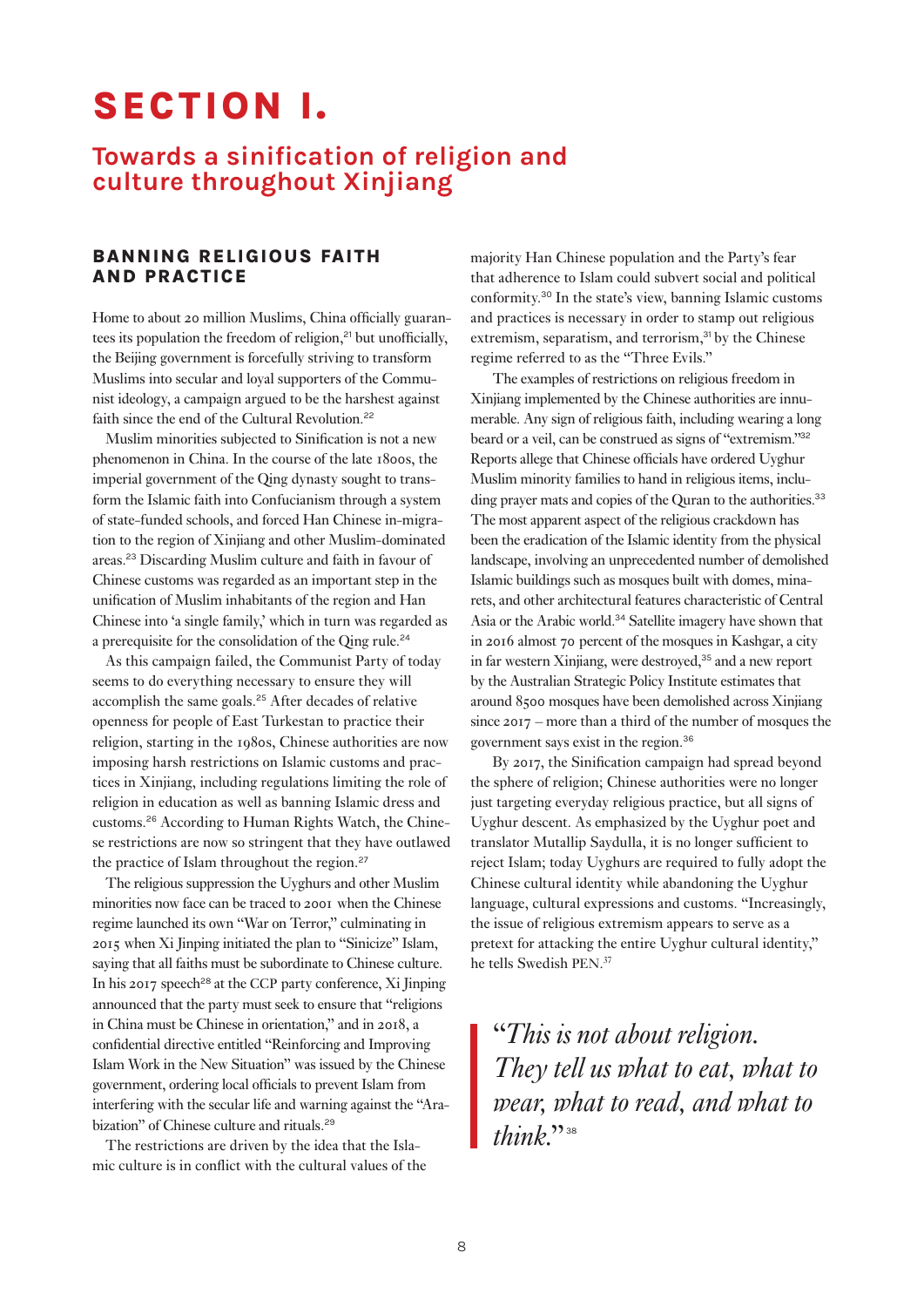# SECTION I.

## Towards a sinification of religion and culture throughout Xinjiang

### BANNING RELIGIOUS FAITH AND PRACTICE

Home to about 20 million Muslims, China officially guarantees its population the freedom of religion,[21] but unofficially, the Beijing government is forcefully striving to transform Muslims into secular and loyal supporters of the Communist ideology, a campaign argued to be the harshest against faith since the end of the Cultural Revolution.[22]

Muslim minorities subjected to Sinification is not a new phenomenon in China. In the course of the late 1800s, the imperial government of the Qing dynasty sought to transform the Islamic faith into Confucianism through a system of state-funded schools, and forced Han Chinese in-migration to the region of Xinjiang and other Muslim-dominated areas.[23] Discarding Muslim culture and faith in favour of Chinese customs was regarded as an important step in the unification of Muslim inhabitants of the region and Han Chinese into 'a single family,' which in turn was regarded as a prerequisite for the consolidation of the Qing rule.[24]

As this campaign failed, the Communist Party of today seems to do everything necessary to ensure they will accomplish the same goals.[25] After decades of relative openness for people of East Turkestan to practice their religion, starting in the 1980s, Chinese authorities are now imposing harsh restrictions on Islamic customs and practices in Xinjiang, including regulations limiting the role of religion in education as well as banning Islamic dress and customs.[26] According to Human Rights Watch, the Chinese restrictions are now so stringent that they have outlawed the practice of Islam throughout the region.[27]

The religious suppression the Uyghurs and other Muslim minorities now face can be traced to 2001 when the Chinese regime launched its own "War on Terror," culminating in 2015 when Xi Jinping initiated the plan to "Sinicize" Islam, saying that all faiths must be subordinate to Chinese culture. In his 2017 speech[28] at the CCP party conference, Xi Jinping announced that the party must seek to ensure that "religions in China must be Chinese in orientation," and in 2018, a confidential directive entitled "Reinforcing and Improving Islam Work in the New Situation" was issued by the Chinese government, ordering local officials to prevent Islam from interfering with the secular life and warning against the "Arabization" of Chinese culture and rituals.[29]

The restrictions are driven by the idea that the Islamic culture is in conflict with the cultural values of the majority Han Chinese population and the Party's fear that adherence to Islam could subvert social and political conformity.[30] In the state's view, banning Islamic customs and practices is necessary in order to stamp out religious extremism, separatism, and terrorism,[31] by the Chinese regime referred to as the "Three Evils."

The examples of restrictions on religious freedom in Xinjiang implemented by the Chinese authorities are innumerable. Any sign of religious faith, including wearing a long beard or a veil, can be construed as signs of "extremism."[32] Reports allege that Chinese officials have ordered Uyghur Muslim minority families to hand in religious items, including prayer mats and copies of the Quran to the authorities.[33] The most apparent aspect of the religious crackdown has been the eradication of the Islamic identity from the physical landscape, involving an unprecedented number of demolished Islamic buildings such as mosques built with domes, minarets, and other architectural features characteristic of Central Asia or the Arabic world.[34] Satellite imagery have shown that in 2016 almost 70 percent of the mosques in Kashgar, a city in far western Xinjiang, were destroyed,[35] and a new report by the Australian Strategic Policy Institute estimates that around 8500 mosques have been demolished across Xinjiang since 2017 – more than a third of the number of mosques the government says exist in the region.[36]

By 2017, the Sinification campaign had spread beyond the sphere of religion; Chinese authorities were no longer just targeting everyday religious practice, but all signs of Uyghur descent. As emphasized by the Uyghur poet and translator Mutallip Saydulla, it is no longer sufficient to reject Islam; today Uyghurs are required to fully adopt the Chinese cultural identity while abandoning the Uyghur language, cultural expressions and customs. "Increasingly, the issue of religious extremism appears to serve as a pretext for attacking the entire Uyghur cultural identity," he tells Swedish PEN.[37]

> *"This is not about religion. They tell us what to eat, what to wear, what to read, and what to think."*[38]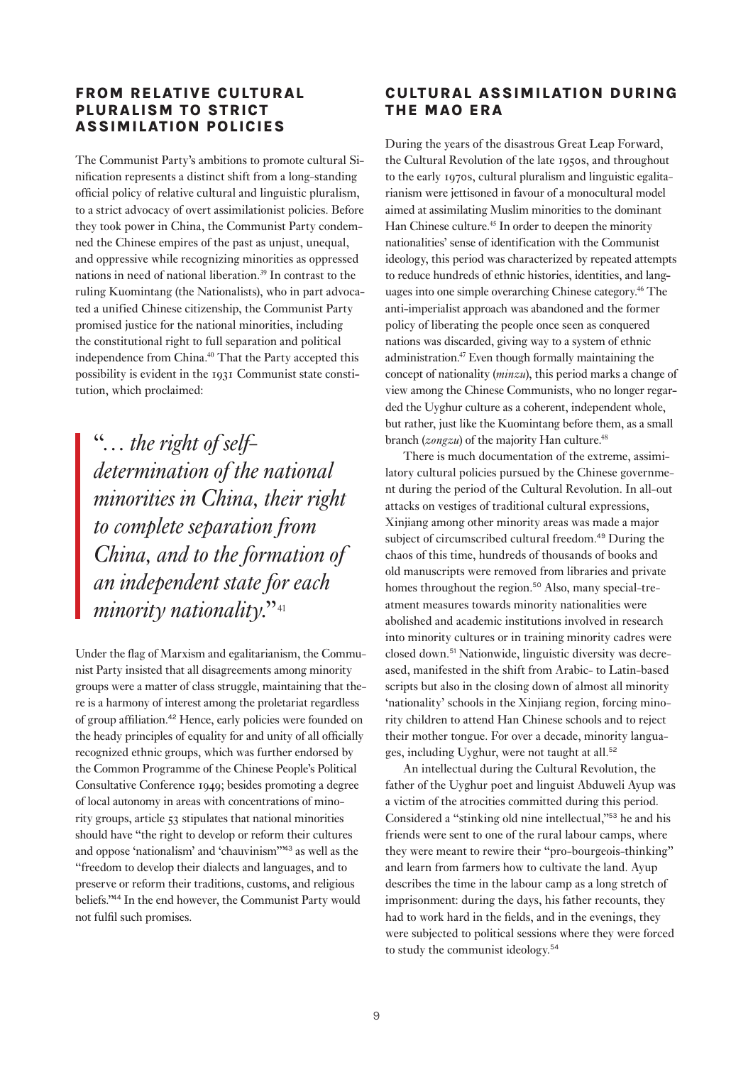## FROM RELATIVE CULTURAL PLURALISM TO STRICT ASSIMILATION POLICIES

The Communist Party's ambitions to promote cultural Sinification represents a distinct shift from a long-standing official policy of relative cultural and linguistic pluralism, to a strict advocacy of overt assimilationist policies. Before they took power in China, the Communist Party condemned the Chinese empires of the past as unjust, unequal, and oppressive while recognizing minorities as oppressed nations in need of national liberation.[39] In contrast to the ruling Kuomintang (the Nationalists), who in part advocated a unified Chinese citizenship, the Communist Party promised justice for the national minorities, including the constitutional right to full separation and political independence from China.[40] That the Party accepted this possibility is evident in the 1931 Communist state constitution, which proclaimed:

> "*… the right of self-determination of the national minorities in China, their right to complete separation from China, and to the formation of an independent state for each minority nationality.*"[41]

Under the flag of Marxism and egalitarianism, the Communist Party insisted that all disagreements among minority groups were a matter of class struggle, maintaining that there is a harmony of interest among the proletariat regardless of group affiliation.[42] Hence, early policies were founded on the heady principles of equality for and unity of all officially recognized ethnic groups, which was further endorsed by the Common Programme of the Chinese People's Political Consultative Conference 1949; besides promoting a degree of local autonomy in areas with concentrations of minority groups, article 53 stipulates that national minorities should have "the right to develop or reform their cultures and oppose 'nationalism' and 'chauvinism'"[43] as well as the "freedom to develop their dialects and languages, and to preserve or reform their traditions, customs, and religious beliefs."[44] In the end however, the Communist Party would not fulfil such promises.

## CULTURAL ASSIMILATION DURING THE MAO ERA

During the years of the disastrous Great Leap Forward, the Cultural Revolution of the late 1950s, and throughout to the early 1970s, cultural pluralism and linguistic egalitarianism were jettisoned in favour of a monocultural model aimed at assimilating Muslim minorities to the dominant Han Chinese culture.[45] In order to deepen the minority nationalities' sense of identification with the Communist ideology, this period was characterized by repeated attempts to reduce hundreds of ethnic histories, identities, and languages into one simple overarching Chinese category.[46] The anti-imperialist approach was abandoned and the former policy of liberating the people once seen as conquered nations was discarded, giving way to a system of ethnic administration.[47] Even though formally maintaining the concept of nationality (*minzu*), this period marks a change of view among the Chinese Communists, who no longer regarded the Uyghur culture as a coherent, independent whole, but rather, just like the Kuomintang before them, as a small branch (*zongzu*) of the majority Han culture.[48]

There is much documentation of the extreme, assimilatory cultural policies pursued by the Chinese government during the period of the Cultural Revolution. In all-out attacks on vestiges of traditional cultural expressions, Xinjiang among other minority areas was made a major subject of circumscribed cultural freedom.[49] During the chaos of this time, hundreds of thousands of books and old manuscripts were removed from libraries and private homes throughout the region.[50] Also, many special-treatment measures towards minority nationalities were abolished and academic institutions involved in research into minority cultures or in training minority cadres were closed down.[51] Nationwide, linguistic diversity was decreased, manifested in the shift from Arabic- to Latin-based scripts but also in the closing down of almost all minority 'nationality' schools in the Xinjiang region, forcing minority children to attend Han Chinese schools and to reject their mother tongue. For over a decade, minority languages, including Uyghur, were not taught at all.[52]

An intellectual during the Cultural Revolution, the father of the Uyghur poet and linguist Abduweli Ayup was a victim of the atrocities committed during this period. Considered a "stinking old nine intellectual,"[53] he and his friends were sent to one of the rural labour camps, where they were meant to rewire their "pro-bourgeois-thinking" and learn from farmers how to cultivate the land. Ayup describes the time in the labour camp as a long stretch of imprisonment: during the days, his father recounts, they had to work hard in the fields, and in the evenings, they were subjected to political sessions where they were forced to study the communist ideology.[54]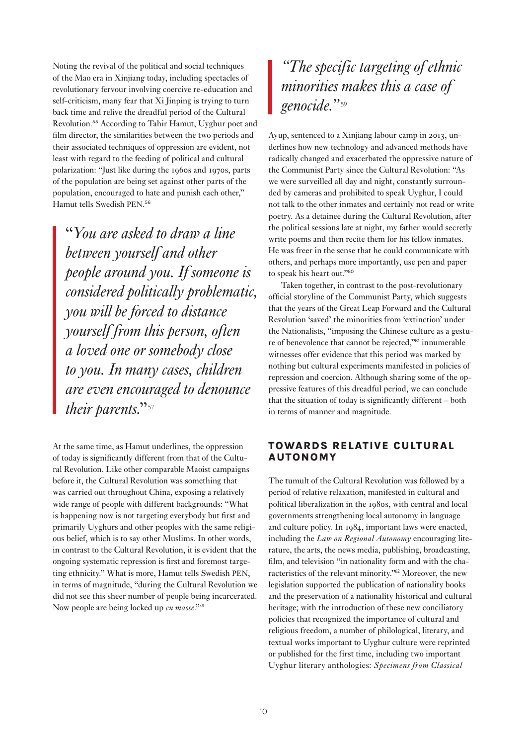Noting the revival of the political and social techniques of the Mao era in Xinjiang today, including spectacles of revolutionary fervour involving coercive re-education and self-criticism, many fear that Xi Jinping is trying to turn back time and relive the dreadful period of the Cultural Revolution.[55] According to Tahir Hamut, Uyghur poet and film director, the similarities between the two periods and their associated techniques of oppression are evident, not least with regard to the feeding of political and cultural polarization: "Just like during the 1960s and 1970s, parts of the population are being set against other parts of the population, encouraged to hate and punish each other," Hamut tells Swedish PEN.[56]

> "*You are asked to draw a line between yourself and other people around you. If someone is considered politically problematic, you will be forced to distance yourself from this person, often a loved one or somebody close to you. In many cases, children are even encouraged to denounce their parents.*"[57]

At the same time, as Hamut underlines, the oppression of today is significantly different from that of the Cultural Revolution. Like other comparable Maoist campaigns before it, the Cultural Revolution was something that was carried out throughout China, exposing a relatively wide range of people with different backgrounds: "What is happening now is not targeting everybody but first and primarily Uyghurs and other peoples with the same religious belief, which is to say other Muslims. In other words, in contrast to the Cultural Revolution, it is evident that the ongoing systematic repression is first and foremost targeting ethnicity." What is more, Hamut tells Swedish PEN, in terms of magnitude, "during the Cultural Revolution we did not see this sheer number of people being incarcerated. Now people are being locked up *en masse*."[58]

> *"The specific targeting of ethnic minorities makes this a case of genocide."*[59]

Ayup, sentenced to a Xinjiang labour camp in 2013, underlines how new technology and advanced methods have radically changed and exacerbated the oppressive nature of the Communist Party since the Cultural Revolution: "As we were surveilled all day and night, constantly surrounded by cameras and prohibited to speak Uyghur, I could not talk to the other inmates and certainly not read or write poetry. As a detainee during the Cultural Revolution, after the political sessions late at night, my father would secretly write poems and then recite them for his fellow inmates. He was freer in the sense that he could communicate with others, and perhaps more importantly, use pen and paper to speak his heart out."[60]

Taken together, in contrast to the post-revolutionary official storyline of the Communist Party, which suggests that the years of the Great Leap Forward and the Cultural Revolution 'saved' the minorities from 'extinction' under the Nationalists, "imposing the Chinese culture as a gesture of benevolence that cannot be rejected,"[61] innumerable witnesses offer evidence that this period was marked by nothing but cultural experiments manifested in policies of repression and coercion. Although sharing some of the oppressive features of this dreadful period, we can conclude that the situation of today is significantly different – both in terms of manner and magnitude.

## TOWARDS RELATIVE CULTURAL AUTONOMY

The tumult of the Cultural Revolution was followed by a period of relative relaxation, manifested in cultural and political liberalization in the 1980s, with central and local governments strengthening local autonomy in language and culture policy. In 1984, important laws were enacted, including the *Law on Regional Autonomy* encouraging literature, the arts, the news media, publishing, broadcasting, film, and television "in nationality form and with the characteristics of the relevant minority."[62] Moreover, the new legislation supported the publication of nationality books and the preservation of a nationality historical and cultural heritage; with the introduction of these new conciliatory policies that recognized the importance of cultural and religious freedom, a number of philological, literary, and textual works important to Uyghur culture were reprinted or published for the first time, including two important Uyghur literary anthologies: *Specimens from Classical*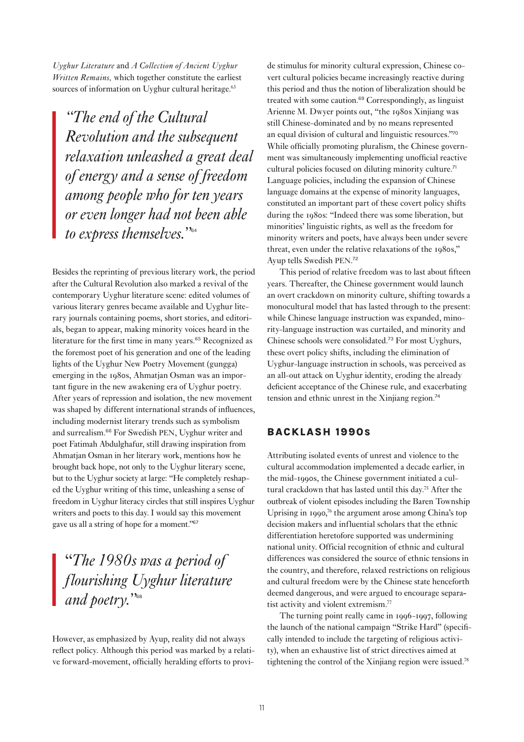*Uyghur Literature* and *A Collection of Ancient Uyghur Written Remains,* which together constitute the earliest sources of information on Uyghur cultural heritage.[63]

> *"The end of the Cultural Revolution and the subsequent relaxation unleashed a great deal of energy and a sense of freedom among people who for ten years or even longer had not been able to express themselves."*[64]

Besides the reprinting of previous literary work, the period after the Cultural Revolution also marked a revival of the contemporary Uyghur literature scene: edited volumes of various literary genres became available and Uyghur literary journals containing poems, short stories, and editorials, began to appear, making minority voices heard in the literature for the first time in many years.[65] Recognized as the foremost poet of his generation and one of the leading lights of the Uyghur New Poetry Movement (gungga) emerging in the 1980s, Ahmatjan Osman was an important figure in the new awakening era of Uyghur poetry. After years of repression and isolation, the new movement was shaped by different international strands of influences, including modernist literary trends such as symbolism and surrealism.[66] For Swedish PEN, Uyghur writer and poet Fatimah Abdulghafur, still drawing inspiration from Ahmatjan Osman in her literary work, mentions how he brought back hope, not only to the Uyghur literary scene, but to the Uyghur society at large: "He completely reshaped the Uyghur writing of this time, unleashing a sense of freedom in Uyghur literacy circles that still inspires Uyghur writers and poets to this day. I would say this movement gave us all a string of hope for a moment."[67]

> *"The 1980s was a period of flourishing Uyghur literature and poetry."*[68]

However, as emphasized by Ayup, reality did not always reflect policy. Although this period was marked by a relative forward-movement, officially heralding efforts to provide stimulus for minority cultural expression, Chinese covert cultural policies became increasingly reactive during this period and thus the notion of liberalization should be treated with some caution.[69] Correspondingly, as linguist Arienne M. Dwyer points out, "the 1980s Xinjiang was still Chinese-dominated and by no means represented an equal division of cultural and linguistic resources."[70] While officially promoting pluralism, the Chinese government was simultaneously implementing unofficial reactive cultural policies focused on diluting minority culture.[71] Language policies, including the expansion of Chinese language domains at the expense of minority languages, constituted an important part of these covert policy shifts during the 1980s: "Indeed there was some liberation, but minorities' linguistic rights, as well as the freedom for minority writers and poets, have always been under severe threat, even under the relative relaxations of the 1980s," Ayup tells Swedish PEN.[72]

This period of relative freedom was to last about fifteen years. Thereafter, the Chinese government would launch an overt crackdown on minority culture, shifting towards a monocultural model that has lasted through to the present: while Chinese language instruction was expanded, minority-language instruction was curtailed, and minority and Chinese schools were consolidated.[73] For most Uyghurs, these overt policy shifts, including the elimination of Uyghur-language instruction in schools, was perceived as an all-out attack on Uyghur identity, eroding the already deficient acceptance of the Chinese rule, and exacerbating tension and ethnic unrest in the Xinjiang region.[74]

## BACKLASH 1990s

Attributing isolated events of unrest and violence to the cultural accommodation implemented a decade earlier, in the mid-1990s, the Chinese government initiated a cultural crackdown that has lasted until this day.[75] After the outbreak of violent episodes including the Baren Township Uprising in 1990,[76] the argument arose among China's top decision makers and influential scholars that the ethnic differentiation heretofore supported was undermining national unity. Official recognition of ethnic and cultural differences was considered the source of ethnic tensions in the country, and therefore, relaxed restrictions on religious and cultural freedom were by the Chinese state henceforth deemed dangerous, and were argued to encourage separatist activity and violent extremism.[77]

The turning point really came in 1996-1997, following the launch of the national campaign "Strike Hard" (specifically intended to include the targeting of religious activity), when an exhaustive list of strict directives aimed at tightening the control of the Xinjiang region were issued.[78]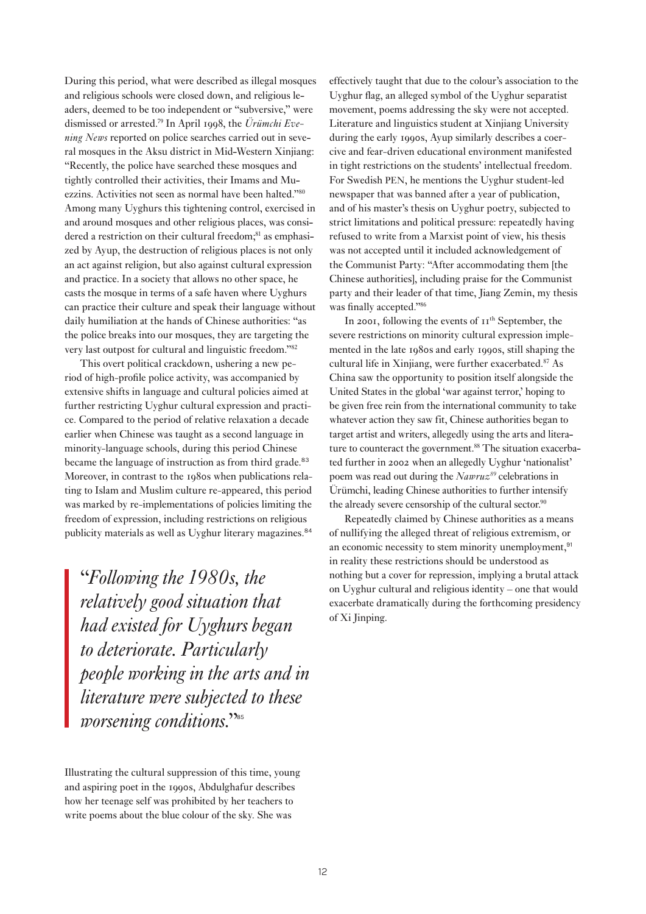During this period, what were described as illegal mosques and religious schools were closed down, and religious leaders, deemed to be too independent or "subversive," were dismissed or arrested.[79] In April 1998, the *Ürümchi Evening News* reported on police searches carried out in several mosques in the Aksu district in Mid-Western Xinjiang: "Recently, the police have searched these mosques and tightly controlled their activities, their Imams and Muezzins. Activities not seen as normal have been halted."[80] Among many Uyghurs this tightening control, exercised in and around mosques and other religious places, was considered a restriction on their cultural freedom;[81] as emphasized by Ayup, the destruction of religious places is not only an act against religion, but also against cultural expression and practice. In a society that allows no other space, he casts the mosque in terms of a safe haven where Uyghurs can practice their culture and speak their language without daily humiliation at the hands of Chinese authorities: "as the police breaks into our mosques, they are targeting the very last outpost for cultural and linguistic freedom."[82]

This overt political crackdown, ushering a new period of high-profile police activity, was accompanied by extensive shifts in language and cultural policies aimed at further restricting Uyghur cultural expression and practice. Compared to the period of relative relaxation a decade earlier when Chinese was taught as a second language in minority-language schools, during this period Chinese became the language of instruction as from third grade.[83] Moreover, in contrast to the 1980s when publications relating to Islam and Muslim culture re-appeared, this period was marked by re-implementations of policies limiting the freedom of expression, including restrictions on religious publicity materials as well as Uyghur literary magazines.[84]

> "*Following the 1980s, the relatively good situation that had existed for Uyghurs began to deteriorate. Particularly people working in the arts and in literature were subjected to these worsening conditions.*"[85]

Illustrating the cultural suppression of this time, young and aspiring poet in the 1990s, Abdulghafur describes how her teenage self was prohibited by her teachers to write poems about the blue colour of the sky. She was effectively taught that due to the colour's association to the Uyghur flag, an alleged symbol of the Uyghur separatist movement, poems addressing the sky were not accepted. Literature and linguistics student at Xinjiang University during the early 1990s, Ayup similarly describes a coercive and fear-driven educational environment manifested in tight restrictions on the students' intellectual freedom. For Swedish PEN, he mentions the Uyghur student-led newspaper that was banned after a year of publication, and of his master's thesis on Uyghur poetry, subjected to strict limitations and political pressure: repeatedly having refused to write from a Marxist point of view, his thesis was not accepted until it included acknowledgement of the Communist Party: "After accommodating them [the Chinese authorities], including praise for the Communist party and their leader of that time, Jiang Zemin, my thesis was finally accepted."[86]

In 2001, following the events of 11th September, the severe restrictions on minority cultural expression implemented in the late 1980s and early 1990s, still shaping the cultural life in Xinjiang, were further exacerbated.[87] As China saw the opportunity to position itself alongside the United States in the global 'war against terror,' hoping to be given free rein from the international community to take whatever action they saw fit, Chinese authorities began to target artist and writers, allegedly using the arts and literature to counteract the government.[88] The situation exacerbated further in 2002 when an allegedly Uyghur 'nationalist' poem was read out during the *Nawruz*[89] celebrations in Ürümchi, leading Chinese authorities to further intensify the already severe censorship of the cultural sector.[90]

Repeatedly claimed by Chinese authorities as a means of nullifying the alleged threat of religious extremism, or an economic necessity to stem minority unemployment,[91] in reality these restrictions should be understood as nothing but a cover for repression, implying a brutal attack on Uyghur cultural and religious identity – one that would exacerbate dramatically during the forthcoming presidency of Xi Jinping.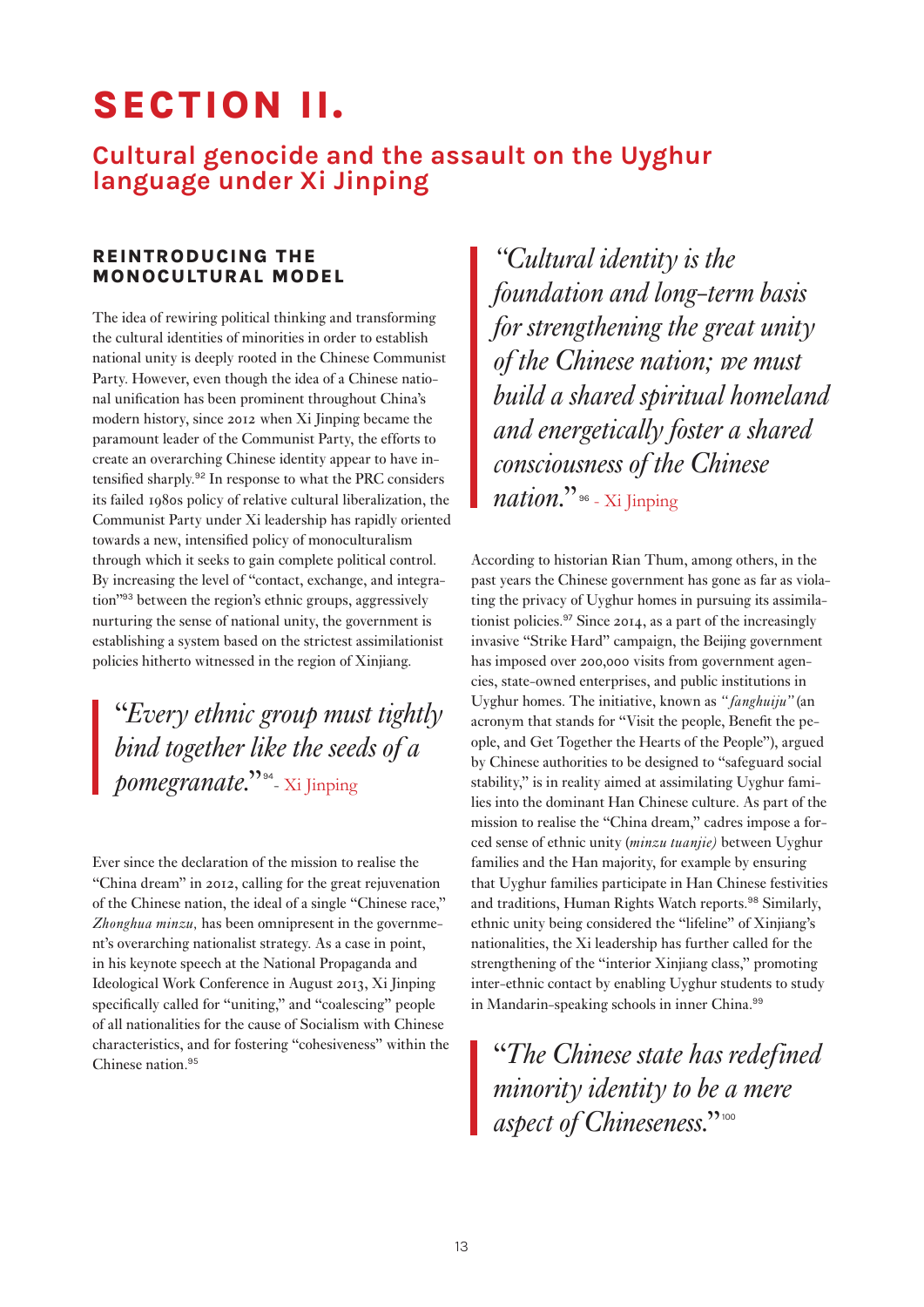# SECTION II.

## Cultural genocide and the assault on the Uyghur language under Xi Jinping

### REINTRODUCING THE MONOCULTURAL MODEL

The idea of rewiring political thinking and transforming the cultural identities of minorities in order to establish national unity is deeply rooted in the Chinese Communist Party. However, even though the idea of a Chinese national unification has been prominent throughout China's modern history, since 2012 when Xi Jinping became the paramount leader of the Communist Party, the efforts to create an overarching Chinese identity appear to have intensified sharply.[92] In response to what the PRC considers its failed 1980s policy of relative cultural liberalization, the Communist Party under Xi leadership has rapidly oriented towards a new, intensified policy of monoculturalism through which it seeks to gain complete political control. By increasing the level of "contact, exchange, and integration"[93] between the region's ethnic groups, aggressively nurturing the sense of national unity, the government is establishing a system based on the strictest assimilationist policies hitherto witnessed in the region of Xinjiang.

> "*Every ethnic group must tightly bind together like the seeds of a pomegranate.*"[94] - Xi Jinping

Ever since the declaration of the mission to realise the "China dream" in 2012, calling for the great rejuvenation of the Chinese nation, the ideal of a single "Chinese race," *Zhonghua minzu,* has been omnipresent in the government's overarching nationalist strategy. As a case in point, in his keynote speech at the National Propaganda and Ideological Work Conference in August 2013, Xi Jinping specifically called for "uniting," and "coalescing" people of all nationalities for the cause of Socialism with Chinese characteristics, and for fostering "cohesiveness" within the Chinese nation.[95]

> *"Cultural identity is the foundation and long-term basis for strengthening the great unity of the Chinese nation; we must build a shared spiritual homeland and energetically foster a shared consciousness of the Chinese nation."*[96] - Xi Jinping

According to historian Rian Thum, among others, in the past years the Chinese government has gone as far as violating the privacy of Uyghur homes in pursuing its assimilationist policies.[97] Since 2014, as a part of the increasingly invasive "Strike Hard" campaign, the Beijing government has imposed over 200,000 visits from government agencies, state-owned enterprises, and public institutions in Uyghur homes. The initiative, known as *"fanghuiju"* (an acronym that stands for "Visit the people, Benefit the people, and Get Together the Hearts of the People"), argued by Chinese authorities to be designed to "safeguard social stability," is in reality aimed at assimilating Uyghur families into the dominant Han Chinese culture. As part of the mission to realise the "China dream," cadres impose a forced sense of ethnic unity (*minzu tuanjie)* between Uyghur families and the Han majority, for example by ensuring that Uyghur families participate in Han Chinese festivities and traditions, Human Rights Watch reports.[98] Similarly, ethnic unity being considered the "lifeline" of Xinjiang's nationalities, the Xi leadership has further called for the strengthening of the "interior Xinjiang class," promoting inter-ethnic contact by enabling Uyghur students to study in Mandarin-speaking schools in inner China.[99]

> "*The Chinese state has redefined minority identity to be a mere aspect of Chineseness.*"[100]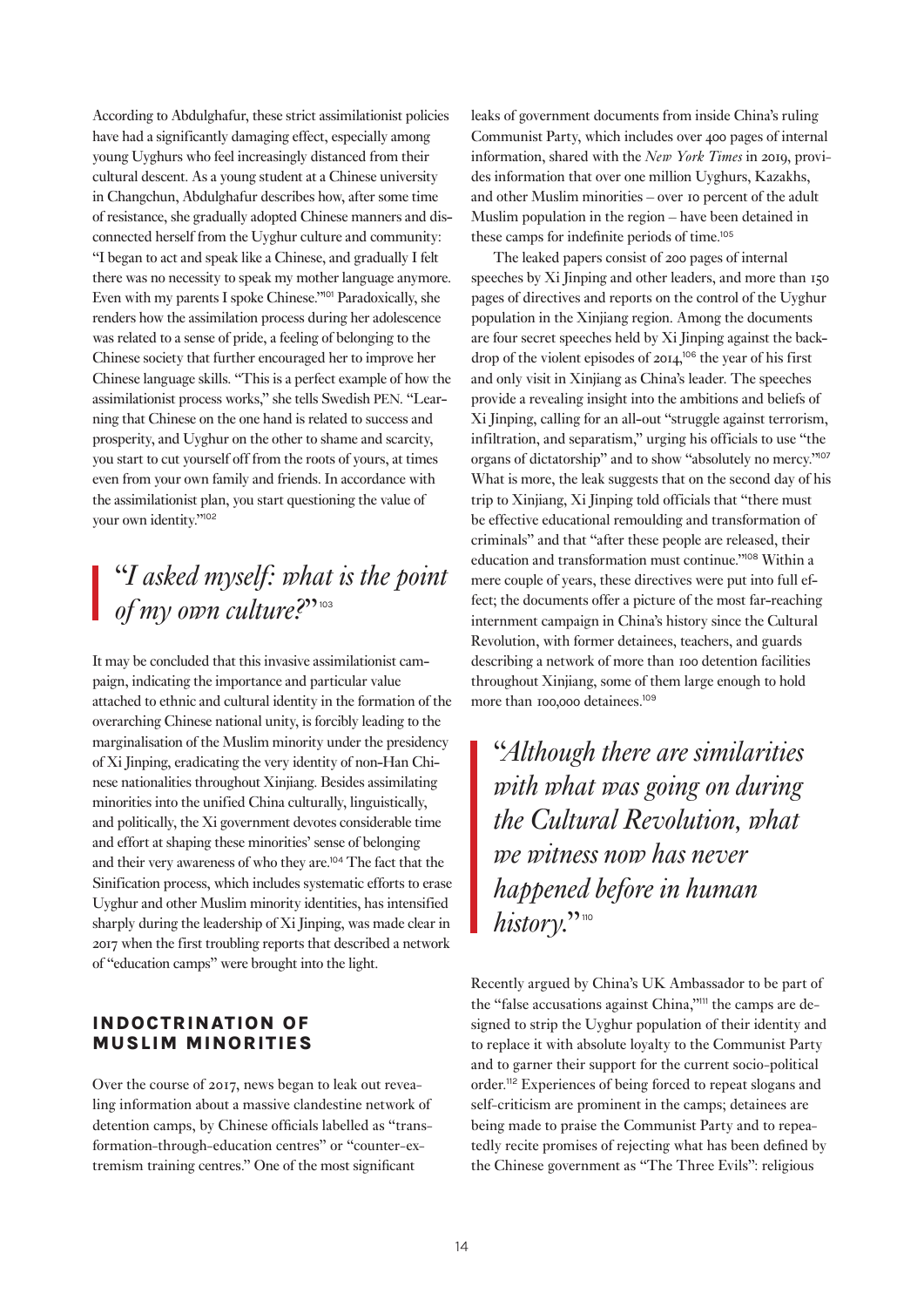According to Abdulghafur, these strict assimilationist policies have had a significantly damaging effect, especially among young Uyghurs who feel increasingly distanced from their cultural descent. As a young student at a Chinese university in Changchun, Abdulghafur describes how, after some time of resistance, she gradually adopted Chinese manners and disconnected herself from the Uyghur culture and community: "I began to act and speak like a Chinese, and gradually I felt there was no necessity to speak my mother language anymore. Even with my parents I spoke Chinese."[101] Paradoxically, she renders how the assimilation process during her adolescence was related to a sense of pride, a feeling of belonging to the Chinese society that further encouraged her to improve her Chinese language skills. "This is a perfect example of how the assimilationist process works," she tells Swedish PEN. "Learning that Chinese on the one hand is related to success and prosperity, and Uyghur on the other to shame and scarcity, you start to cut yourself off from the roots of yours, at times even from your own family and friends. In accordance with the assimilationist plan, you start questioning the value of your own identity."[102]

> "*I asked myself: what is the point of my own culture?*"[103]

It may be concluded that this invasive assimilationist campaign, indicating the importance and particular value attached to ethnic and cultural identity in the formation of the overarching Chinese national unity, is forcibly leading to the marginalisation of the Muslim minority under the presidency of Xi Jinping, eradicating the very identity of non-Han Chinese nationalities throughout Xinjiang. Besides assimilating minorities into the unified China culturally, linguistically, and politically, the Xi government devotes considerable time and effort at shaping these minorities' sense of belonging and their very awareness of who they are.[104] The fact that the Sinification process, which includes systematic efforts to erase Uyghur and other Muslim minority identities, has intensified sharply during the leadership of Xi Jinping, was made clear in 2017 when the first troubling reports that described a network of "education camps" were brought into the light.

## INDOCTRINATION OF MUSLIM MINORITIES

Over the course of 2017, news began to leak out revealing information about a massive clandestine network of detention camps, by Chinese officials labelled as "transformation-through-education centres" or "counter-extremism training centres." One of the most significant leaks of government documents from inside China's ruling Communist Party, which includes over 400 pages of internal information, shared with the *New York Times* in 2019, provides information that over one million Uyghurs, Kazakhs, and other Muslim minorities – over 10 percent of the adult Muslim population in the region – have been detained in these camps for indefinite periods of time.[105]

The leaked papers consist of 200 pages of internal speeches by Xi Jinping and other leaders, and more than 150 pages of directives and reports on the control of the Uyghur population in the Xinjiang region. Among the documents are four secret speeches held by Xi Jinping against the backdrop of the violent episodes of 2014,[106] the year of his first and only visit in Xinjiang as China's leader. The speeches provide a revealing insight into the ambitions and beliefs of Xi Jinping, calling for an all-out "struggle against terrorism, infiltration, and separatism," urging his officials to use "the organs of dictatorship" and to show "absolutely no mercy."[107] What is more, the leak suggests that on the second day of his trip to Xinjiang, Xi Jinping told officials that "there must be effective educational remoulding and transformation of criminals" and that "after these people are released, their education and transformation must continue."[108] Within a mere couple of years, these directives were put into full effect; the documents offer a picture of the most far-reaching internment campaign in China's history since the Cultural Revolution, with former detainees, teachers, and guards describing a network of more than 100 detention facilities throughout Xinjiang, some of them large enough to hold more than 100,000 detainees.[109]

> "*Although there are similarities with what was going on during the Cultural Revolution, what we witness now has never happened before in human history.*"[110]

Recently argued by China's UK Ambassador to be part of the "false accusations against China,"[111] the camps are designed to strip the Uyghur population of their identity and to replace it with absolute loyalty to the Communist Party and to garner their support for the current socio-political order.[112] Experiences of being forced to repeat slogans and self-criticism are prominent in the camps; detainees are being made to praise the Communist Party and to repeatedly recite promises of rejecting what has been defined by the Chinese government as "The Three Evils": religious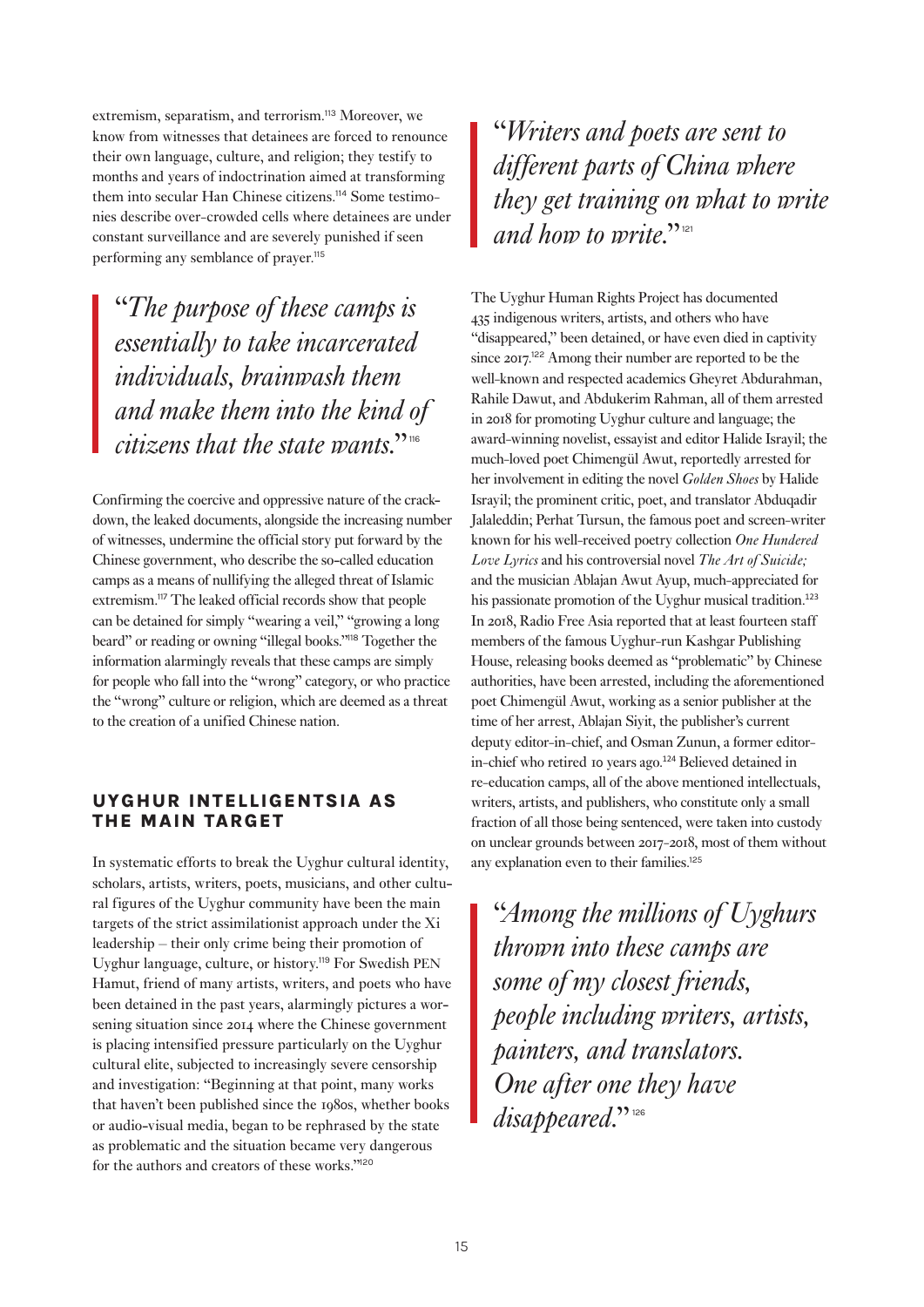extremism, separatism, and terrorism.[113] Moreover, we know from witnesses that detainees are forced to renounce their own language, culture, and religion; they testify to months and years of indoctrination aimed at transforming them into secular Han Chinese citizens.[114] Some testimonies describe over-crowded cells where detainees are under constant surveillance and are severely punished if seen performing any semblance of prayer.[115]

> "*The purpose of these camps is essentially to take incarcerated individuals, brainwash them and make them into the kind of citizens that the state wants.*"[116]

Confirming the coercive and oppressive nature of the crackdown, the leaked documents, alongside the increasing number of witnesses, undermine the official story put forward by the Chinese government, who describe the so-called education camps as a means of nullifying the alleged threat of Islamic extremism.[117] The leaked official records show that people can be detained for simply "wearing a veil," "growing a long beard" or reading or owning "illegal books."[118] Together the information alarmingly reveals that these camps are simply for people who fall into the "wrong" category, or who practice the "wrong" culture or religion, which are deemed as a threat to the creation of a unified Chinese nation.

## UYGHUR INTELLIGENTSIA AS THE MAIN TARGET

In systematic efforts to break the Uyghur cultural identity, scholars, artists, writers, poets, musicians, and other cultural figures of the Uyghur community have been the main targets of the strict assimilationist approach under the Xi leadership – their only crime being their promotion of Uyghur language, culture, or history.[119] For Swedish PEN Hamut, friend of many artists, writers, and poets who have been detained in the past years, alarmingly pictures a worsening situation since 2014 where the Chinese government is placing intensified pressure particularly on the Uyghur cultural elite, subjected to increasingly severe censorship and investigation: "Beginning at that point, many works that haven't been published since the 1980s, whether books or audio-visual media, began to be rephrased by the state as problematic and the situation became very dangerous for the authors and creators of these works."[120]

> "*Writers and poets are sent to different parts of China where they get training on what to write and how to write.*"[121]

The Uyghur Human Rights Project has documented 435 indigenous writers, artists, and others who have "disappeared," been detained, or have even died in captivity since 2017.[122] Among their number are reported to be the well-known and respected academics Gheyret Abdurahman, Rahile Dawut, and Abdukerim Rahman, all of them arrested in 2018 for promoting Uyghur culture and language; the award-winning novelist, essayist and editor Halide Israyil; the much-loved poet Chimengül Awut, reportedly arrested for her involvement in editing the novel *Golden Shoes* by Halide Israyil; the prominent critic, poet, and translator Abduqadir Jalaleddin; Perhat Tursun, the famous poet and screen-writer known for his well-received poetry collection *One Hundered Love Lyrics* and his controversial novel *The Art of Suicide;* and the musician Ablajan Awut Ayup, much-appreciated for his passionate promotion of the Uyghur musical tradition.[123] In 2018, Radio Free Asia reported that at least fourteen staff members of the famous Uyghur-run Kashgar Publishing House, releasing books deemed as "problematic" by Chinese authorities, have been arrested, including the aforementioned poet Chimengül Awut, working as a senior publisher at the time of her arrest, Ablajan Siyit, the publisher's current deputy editor-in-chief, and Osman Zunun, a former editor-in-chief who retired 10 years ago.[124] Believed detained in re-education camps, all of the above mentioned intellectuals, writers, artists, and publishers, who constitute only a small fraction of all those being sentenced, were taken into custody on unclear grounds between 2017-2018, most of them without any explanation even to their families.[125]

> "*Among the millions of Uyghurs thrown into these camps are some of my closest friends, people including writers, artists, painters, and translators. One after one they have disappeared.*"[126]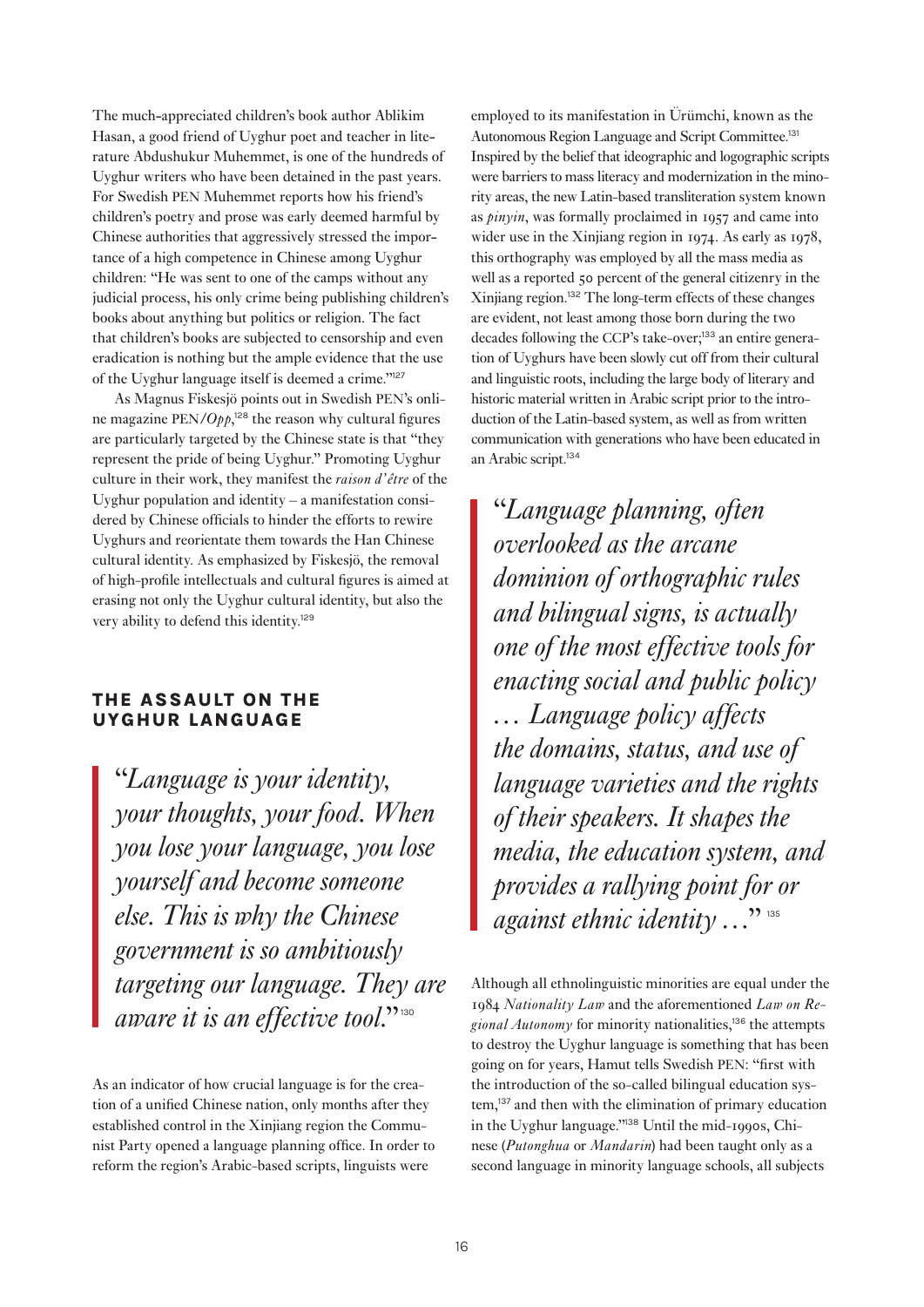The much-appreciated children's book author Ablikim Hasan, a good friend of Uyghur poet and teacher in literature Abdushukur Muhemmet, is one of the hundreds of Uyghur writers who have been detained in the past years. For Swedish PEN Muhemmet reports how his friend's children's poetry and prose was early deemed harmful by Chinese authorities that aggressively stressed the importance of a high competence in Chinese among Uyghur children: "He was sent to one of the camps without any judicial process, his only crime being publishing children's books about anything but politics or religion. The fact that children's books are subjected to censorship and even eradication is nothing but the ample evidence that the use of the Uyghur language itself is deemed a crime."[127]

As Magnus Fiskesjö points out in Swedish PEN's online magazine PEN/*Opp*,[128] the reason why cultural figures are particularly targeted by the Chinese state is that "they represent the pride of being Uyghur." Promoting Uyghur culture in their work, they manifest the *raison d'être* of the Uyghur population and identity – a manifestation considered by Chinese officials to hinder the efforts to rewire Uyghurs and reorientate them towards the Han Chinese cultural identity. As emphasized by Fiskesjö, the removal of high-profile intellectuals and cultural figures is aimed at erasing not only the Uyghur cultural identity, but also the very ability to defend this identity.[129]

## THE ASSAULT ON THE UYGHUR LANGUAGE

> "*Language is your identity, your thoughts, your food. When you lose your language, you lose yourself and become someone else. This is why the Chinese government is so ambitiously targeting our language. They are aware it is an effective tool.*"[130]

As an indicator of how crucial language is for the creation of a unified Chinese nation, only months after they established control in the Xinjiang region the Communist Party opened a language planning office. In order to reform the region's Arabic-based scripts, linguists were employed to its manifestation in Ürümchi, known as the Autonomous Region Language and Script Committee.[131] Inspired by the belief that ideographic and logographic scripts were barriers to mass literacy and modernization in the minority areas, the new Latin-based transliteration system known as *pinyin*, was formally proclaimed in 1957 and came into wider use in the Xinjiang region in 1974. As early as 1978, this orthography was employed by all the mass media as well as a reported 50 percent of the general citizenry in the Xinjiang region.[132] The long-term effects of these changes are evident, not least among those born during the two decades following the CCP's take-over;[133] an entire generation of Uyghurs have been slowly cut off from their cultural and linguistic roots, including the large body of literary and historic material written in Arabic script prior to the introduction of the Latin-based system, as well as from written communication with generations who have been educated in an Arabic script.[134]

> "*Language planning, often overlooked as the arcane dominion of orthographic rules and bilingual signs, is actually one of the most effective tools for enacting social and public policy … Language policy affects the domains, status, and use of language varieties and the rights of their speakers. It shapes the media, the education system, and provides a rallying point for or against ethnic identity …*"[135]

Although all ethnolinguistic minorities are equal under the 1984 *Nationality Law* and the aforementioned *Law on Regional Autonomy* for minority nationalities,[136] the attempts to destroy the Uyghur language is something that has been going on for years, Hamut tells Swedish PEN: "first with the introduction of the so-called bilingual education system,[137] and then with the elimination of primary education in the Uyghur language."[138] Until the mid-1990s, Chinese (*Putonghua* or *Mandarin*) had been taught only as a second language in minority language schools, all subjects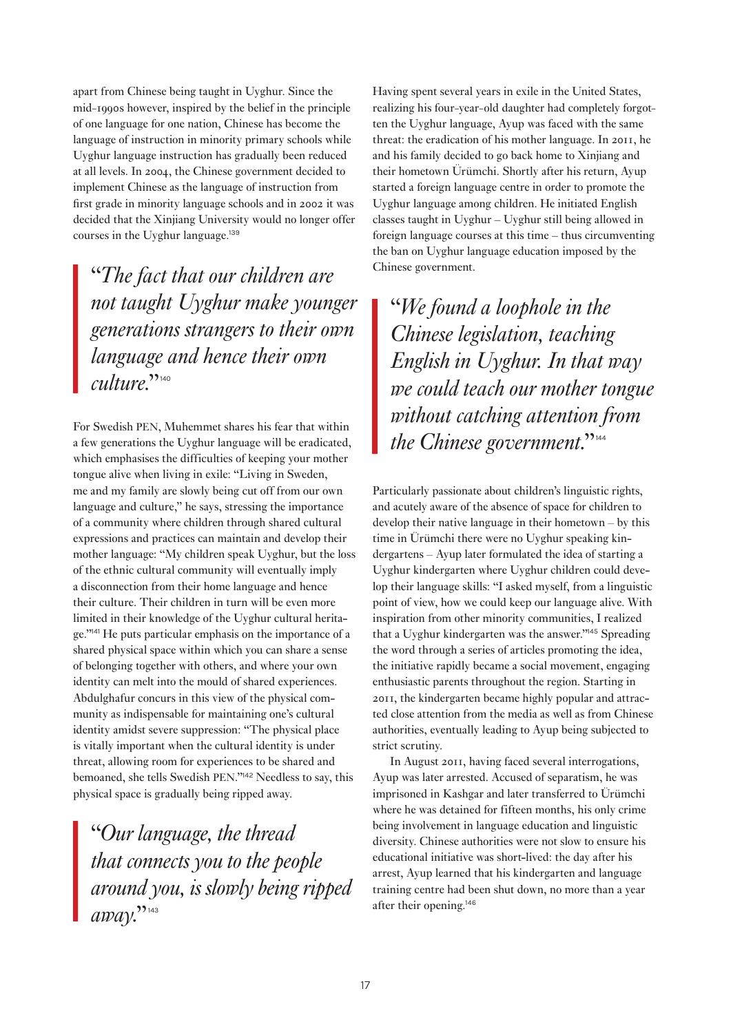apart from Chinese being taught in Uyghur. Since the mid-1990s however, inspired by the belief in the principle of one language for one nation, Chinese has become the language of instruction in minority primary schools while Uyghur language instruction has gradually been reduced at all levels. In 2004, the Chinese government decided to implement Chinese as the language of instruction from first grade in minority language schools and in 2002 it was decided that the Xinjiang University would no longer offer courses in the Uyghur language.[139]

> "*The fact that our children are not taught Uyghur make younger generations strangers to their own language and hence their own culture.*"[140]

For Swedish PEN, Muhemmet shares his fear that within a few generations the Uyghur language will be eradicated, which emphasises the difficulties of keeping your mother tongue alive when living in exile: "Living in Sweden, me and my family are slowly being cut off from our own language and culture," he says, stressing the importance of a community where children through shared cultural expressions and practices can maintain and develop their mother language: "My children speak Uyghur, but the loss of the ethnic cultural community will eventually imply a disconnection from their home language and hence their culture. Their children in turn will be even more limited in their knowledge of the Uyghur cultural heritage."[141] He puts particular emphasis on the importance of a shared physical space within which you can share a sense of belonging together with others, and where your own identity can melt into the mould of shared experiences. Abdulghafur concurs in this view of the physical community as indispensable for maintaining one's cultural identity amidst severe suppression: "The physical place is vitally important when the cultural identity is under threat, allowing room for experiences to be shared and bemoaned, she tells Swedish PEN."[142] Needless to say, this physical space is gradually being ripped away.

> "*Our language, the thread that connects you to the people around you, is slowly being ripped away.*"[143]

Having spent several years in exile in the United States, realizing his four-year-old daughter had completely forgotten the Uyghur language, Ayup was faced with the same threat: the eradication of his mother language. In 2011, he and his family decided to go back home to Xinjiang and their hometown Ürümchi. Shortly after his return, Ayup started a foreign language centre in order to promote the Uyghur language among children. He initiated English classes taught in Uyghur – Uyghur still being allowed in foreign language courses at this time – thus circumventing the ban on Uyghur language education imposed by the Chinese government.

> "*We found a loophole in the Chinese legislation, teaching English in Uyghur. In that way we could teach our mother tongue without catching attention from the Chinese government.*"[144]

Particularly passionate about children's linguistic rights, and acutely aware of the absence of space for children to develop their native language in their hometown – by this time in Ürümchi there were no Uyghur speaking kindergartens – Ayup later formulated the idea of starting a Uyghur kindergarten where Uyghur children could develop their language skills: "I asked myself, from a linguistic point of view, how we could keep our language alive. With inspiration from other minority communities, I realized that a Uyghur kindergarten was the answer."[145] Spreading the word through a series of articles promoting the idea, the initiative rapidly became a social movement, engaging enthusiastic parents throughout the region. Starting in 2011, the kindergarten became highly popular and attracted close attention from the media as well as from Chinese authorities, eventually leading to Ayup being subjected to strict scrutiny.

In August 2011, having faced several interrogations, Ayup was later arrested. Accused of separatism, he was imprisoned in Kashgar and later transferred to Ürümchi where he was detained for fifteen months, his only crime being involvement in language education and linguistic diversity. Chinese authorities were not slow to ensure his educational initiative was short-lived: the day after his arrest, Ayup learned that his kindergarten and language training centre had been shut down, no more than a year after their opening.[146]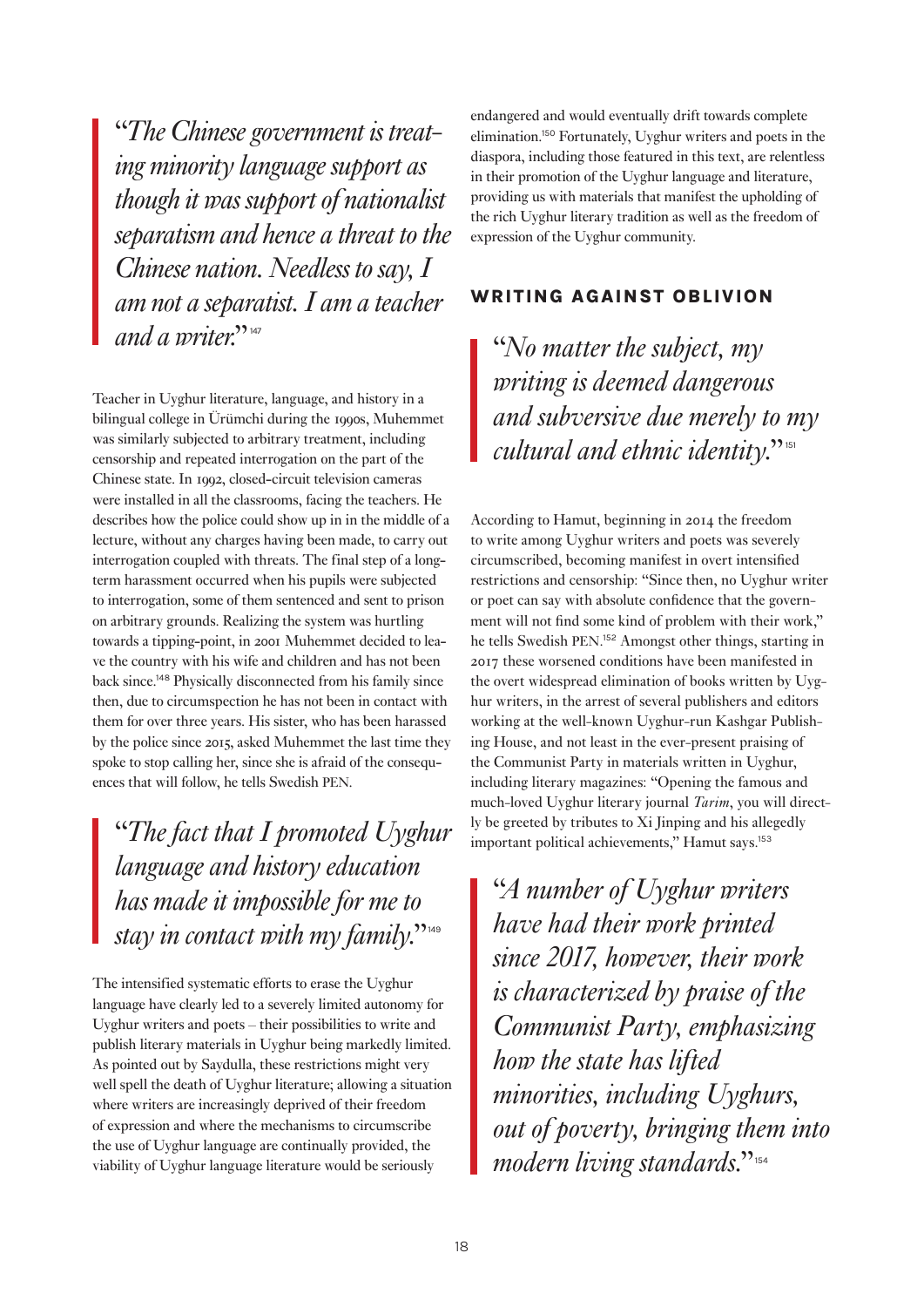> *"The Chinese government is treating minority language support as though it was support of nationalist separatism and hence a threat to the Chinese nation. Needless to say, I am not a separatist. I am a teacher and a writer."*[147]

Teacher in Uyghur literature, language, and history in a bilingual college in Ürümchi during the 1990s, Muhemmet was similarly subjected to arbitrary treatment, including censorship and repeated interrogation on the part of the Chinese state. In 1992, closed-circuit television cameras were installed in all the classrooms, facing the teachers. He describes how the police could show up in in the middle of a lecture, without any charges having been made, to carry out interrogation coupled with threats. The final step of a long-term harassment occurred when his pupils were subjected to interrogation, some of them sentenced and sent to prison on arbitrary grounds. Realizing the system was hurtling towards a tipping-point, in 2001 Muhemmet decided to leave the country with his wife and children and has not been back since.[148] Physically disconnected from his family since then, due to circumspection he has not been in contact with them for over three years. His sister, who has been harassed by the police since 2015, asked Muhemmet the last time they spoke to stop calling her, since she is afraid of the consequences that will follow, he tells Swedish PEN.

> *"The fact that I promoted Uyghur language and history education has made it impossible for me to stay in contact with my family."*[149]

The intensified systematic efforts to erase the Uyghur language have clearly led to a severely limited autonomy for Uyghur writers and poets – their possibilities to write and publish literary materials in Uyghur being markedly limited. As pointed out by Saydulla, these restrictions might very well spell the death of Uyghur literature; allowing a situation where writers are increasingly deprived of their freedom of expression and where the mechanisms to circumscribe the use of Uyghur language are continually provided, the viability of Uyghur language literature would be seriously endangered and would eventually drift towards complete elimination.[150] Fortunately, Uyghur writers and poets in the diaspora, including those featured in this text, are relentless in their promotion of the Uyghur language and literature, providing us with materials that manifest the upholding of the rich Uyghur literary tradition as well as the freedom of expression of the Uyghur community.

## WRITING AGAINST OBLIVION

> *"No matter the subject, my writing is deemed dangerous and subversive due merely to my cultural and ethnic identity."*[151]

According to Hamut, beginning in 2014 the freedom to write among Uyghur writers and poets was severely circumscribed, becoming manifest in overt intensified restrictions and censorship: "Since then, no Uyghur writer or poet can say with absolute confidence that the government will not find some kind of problem with their work," he tells Swedish PEN.[152] Amongst other things, starting in 2017 these worsened conditions have been manifested in the overt widespread elimination of books written by Uyghur writers, in the arrest of several publishers and editors working at the well-known Uyghur-run Kashgar Publishing House, and not least in the ever-present praising of the Communist Party in materials written in Uyghur, including literary magazines: "Opening the famous and much-loved Uyghur literary journal *Tarim*, you will directly be greeted by tributes to Xi Jinping and his allegedly important political achievements," Hamut says.[153]

> *"A number of Uyghur writers have had their work printed since 2017, however, their work is characterized by praise of the Communist Party, emphasizing how the state has lifted minorities, including Uyghurs, out of poverty, bringing them into modern living standards."*[154]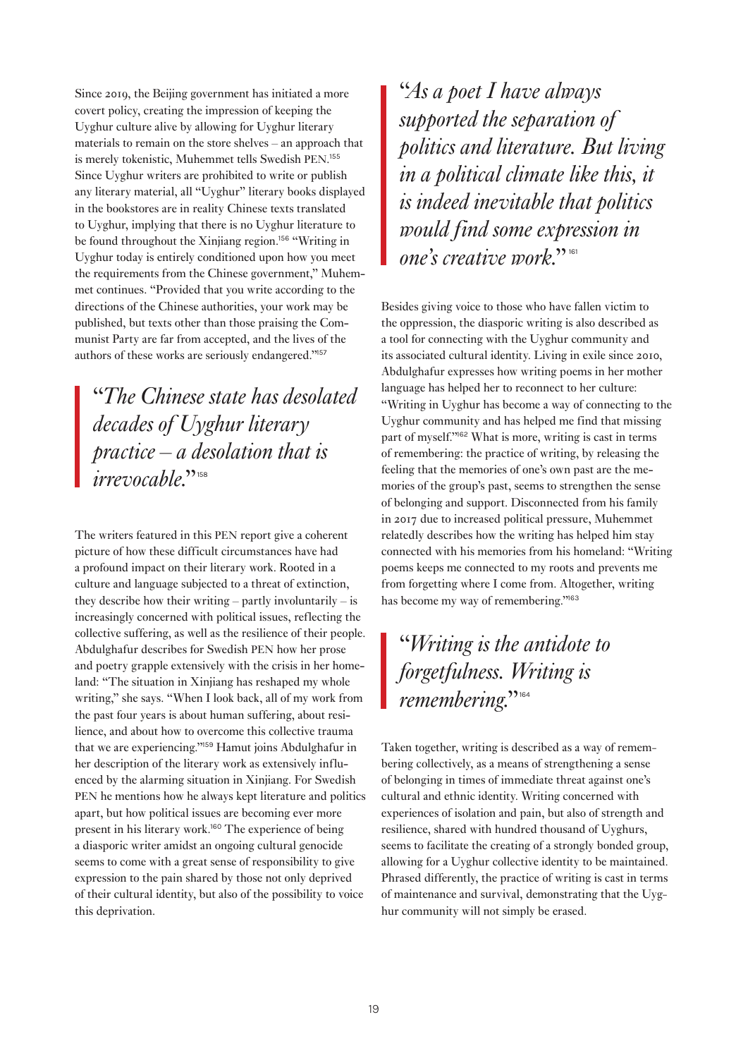Since 2019, the Beijing government has initiated a more covert policy, creating the impression of keeping the Uyghur culture alive by allowing for Uyghur literary materials to remain on the store shelves – an approach that is merely tokenistic, Muhemmet tells Swedish PEN.[155] Since Uyghur writers are prohibited to write or publish any literary material, all "Uyghur" literary books displayed in the bookstores are in reality Chinese texts translated to Uyghur, implying that there is no Uyghur literature to be found throughout the Xinjiang region.[156] "Writing in Uyghur today is entirely conditioned upon how you meet the requirements from the Chinese government," Muhemmet continues. "Provided that you write according to the directions of the Chinese authorities, your work may be published, but texts other than those praising the Communist Party are far from accepted, and the lives of the authors of these works are seriously endangered."[157]

> *"The Chinese state has desolated decades of Uyghur literary practice – a desolation that is irrevocable."*[158]

The writers featured in this PEN report give a coherent picture of how these difficult circumstances have had a profound impact on their literary work. Rooted in a culture and language subjected to a threat of extinction, they describe how their writing – partly involuntarily – is increasingly concerned with political issues, reflecting the collective suffering, as well as the resilience of their people. Abdulghafur describes for Swedish PEN how her prose and poetry grapple extensively with the crisis in her homeland: "The situation in Xinjiang has reshaped my whole writing," she says. "When I look back, all of my work from the past four years is about human suffering, about resilience, and about how to overcome this collective trauma that we are experiencing."[159] Hamut joins Abdulghafur in her description of the literary work as extensively influenced by the alarming situation in Xinjiang. For Swedish PEN he mentions how he always kept literature and politics apart, but how political issues are becoming ever more present in his literary work.[160] The experience of being a diasporic writer amidst an ongoing cultural genocide seems to come with a great sense of responsibility to give expression to the pain shared by those not only deprived of their cultural identity, but also of the possibility to voice this deprivation.

> *"As a poet I have always supported the separation of politics and literature. But living in a political climate like this, it is indeed inevitable that politics would find some expression in one's creative work."*[161]

Besides giving voice to those who have fallen victim to the oppression, the diasporic writing is also described as a tool for connecting with the Uyghur community and its associated cultural identity. Living in exile since 2010, Abdulghafur expresses how writing poems in her mother language has helped her to reconnect to her culture: "Writing in Uyghur has become a way of connecting to the Uyghur community and has helped me find that missing part of myself."[162] What is more, writing is cast in terms of remembering: the practice of writing, by releasing the feeling that the memories of one's own past are the memories of the group's past, seems to strengthen the sense of belonging and support. Disconnected from his family in 2017 due to increased political pressure, Muhemmet relatedly describes how the writing has helped him stay connected with his memories from his homeland: "Writing poems keeps me connected to my roots and prevents me from forgetting where I come from. Altogether, writing has become my way of remembering."[163]

> *"Writing is the antidote to forgetfulness. Writing is remembering."*[164]

Taken together, writing is described as a way of remembering collectively, as a means of strengthening a sense of belonging in times of immediate threat against one's cultural and ethnic identity. Writing concerned with experiences of isolation and pain, but also of strength and resilience, shared with hundred thousand of Uyghurs, seems to facilitate the creating of a strongly bonded group, allowing for a Uyghur collective identity to be maintained. Phrased differently, the practice of writing is cast in terms of maintenance and survival, demonstrating that the Uyghur community will not simply be erased.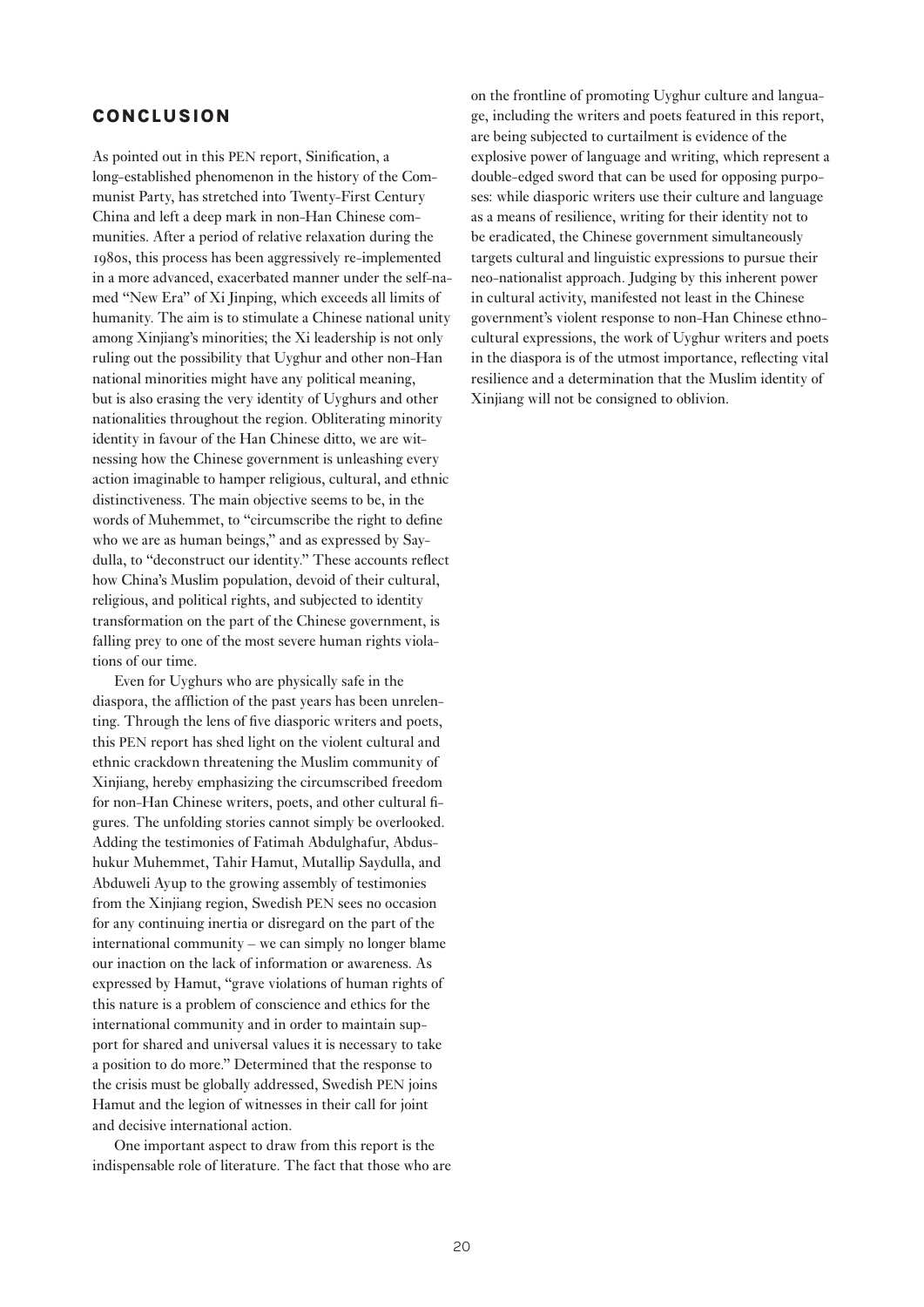## CONCLUSION

As pointed out in this PEN report, Sinification, a long-established phenomenon in the history of the Communist Party, has stretched into Twenty-First Century China and left a deep mark in non-Han Chinese communities. After a period of relative relaxation during the 1980s, this process has been aggressively re-implemented in a more advanced, exacerbated manner under the self-named "New Era" of Xi Jinping, which exceeds all limits of humanity. The aim is to stimulate a Chinese national unity among Xinjiang's minorities; the Xi leadership is not only ruling out the possibility that Uyghur and other non-Han national minorities might have any political meaning, but is also erasing the very identity of Uyghurs and other nationalities throughout the region. Obliterating minority identity in favour of the Han Chinese ditto, we are witnessing how the Chinese government is unleashing every action imaginable to hamper religious, cultural, and ethnic distinctiveness. The main objective seems to be, in the words of Muhemmet, to "circumscribe the right to define who we are as human beings," and as expressed by Saydulla, to "deconstruct our identity." These accounts reflect how China's Muslim population, devoid of their cultural, religious, and political rights, and subjected to identity transformation on the part of the Chinese government, is falling prey to one of the most severe human rights violations of our time.

Even for Uyghurs who are physically safe in the diaspora, the affliction of the past years has been unrelenting. Through the lens of five diasporic writers and poets, this PEN report has shed light on the violent cultural and ethnic crackdown threatening the Muslim community of Xinjiang, hereby emphasizing the circumscribed freedom for non-Han Chinese writers, poets, and other cultural figures. The unfolding stories cannot simply be overlooked. Adding the testimonies of Fatimah Abdulghafur, Abdushukur Muhemmet, Tahir Hamut, Mutallip Saydulla, and Abduweli Ayup to the growing assembly of testimonies from the Xinjiang region, Swedish PEN sees no occasion for any continuing inertia or disregard on the part of the international community – we can simply no longer blame our inaction on the lack of information or awareness. As expressed by Hamut, "grave violations of human rights of this nature is a problem of conscience and ethics for the international community and in order to maintain support for shared and universal values it is necessary to take a position to do more." Determined that the response to the crisis must be globally addressed, Swedish PEN joins Hamut and the legion of witnesses in their call for joint and decisive international action.

One important aspect to draw from this report is the indispensable role of literature. The fact that those who are on the frontline of promoting Uyghur culture and language, including the writers and poets featured in this report, are being subjected to curtailment is evidence of the explosive power of language and writing, which represent a double-edged sword that can be used for opposing purposes: while diasporic writers use their culture and language as a means of resilience, writing for their identity not to be eradicated, the Chinese government simultaneously targets cultural and linguistic expressions to pursue their neo-nationalist approach. Judging by this inherent power in cultural activity, manifested not least in the Chinese government's violent response to non-Han Chinese ethnocultural expressions, the work of Uyghur writers and poets in the diaspora is of the utmost importance, reflecting vital resilience and a determination that the Muslim identity of Xinjiang will not be consigned to oblivion.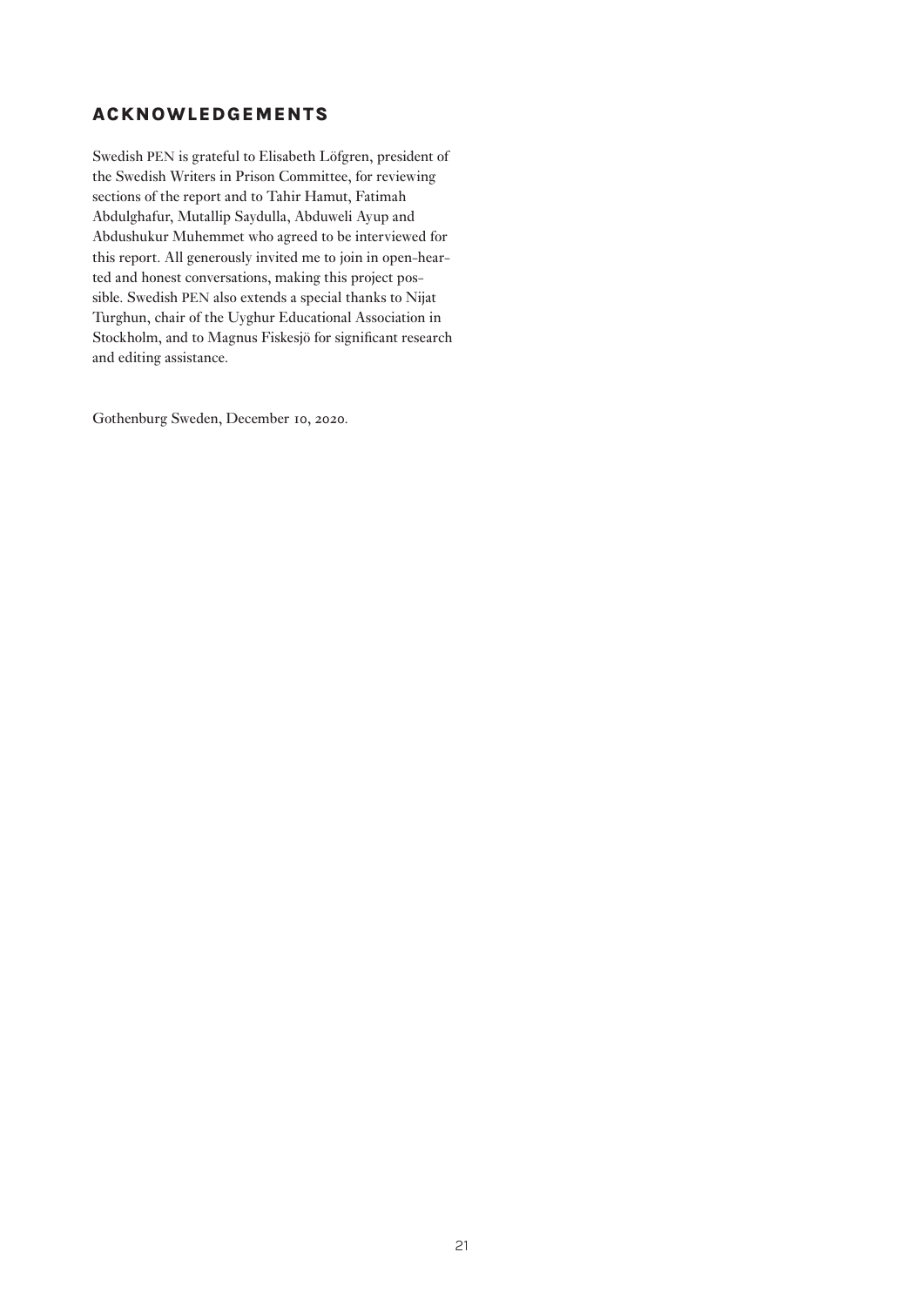## ACKNOWLEDGEMENTS

Swedish PEN is grateful to Elisabeth Löfgren, president of the Swedish Writers in Prison Committee, for reviewing sections of the report and to Tahir Hamut, Fatimah Abdulghafur, Mutallip Saydulla, Abduweli Ayup and Abdushukur Muhemmet who agreed to be interviewed for this report. All generously invited me to join in open-hearted and honest conversations, making this project possible. Swedish PEN also extends a special thanks to Nijat Turghun, chair of the Uyghur Educational Association in Stockholm, and to Magnus Fiskesjö for significant research and editing assistance.

Gothenburg Sweden, December 10, 2020.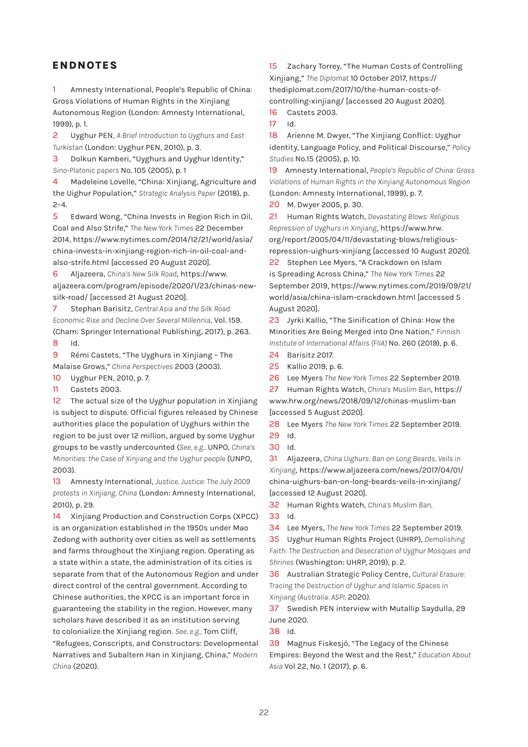## ENDNOTES

1 Amnesty International, People's Republic of China: Gross Violations of Human Rights in the Xinjiang Autonomous Region (London: Amnesty International, 1999), p. 1.

2 Uyghur PEN, *A Brief Introduction to Uyghurs and East Turkistan* (London: Uyghur PEN, 2010), p. 3.

3 Dolkun Kamberi, "Uyghurs and Uyghur Identity," *Sino-Platonic papers* No. 105 (2005), p. 1

4 Madeleine Lovelle, "China: Xinjiang, Agriculture and the Uighur Population," *Strategic Analysis Paper* (2018), p. 2–4.

5 Edward Wong, "China Invests in Region Rich in Oil, Coal and Also Strife," *The New York Times* 22 December 2014, https://www.nytimes.com/2014/12/21/world/asia/china-invests-in-xinjiang-region-rich-in-oil-coal-and-also-strife.html [accessed 20 August 2020].

6 Aljazeera, *China's New Silk Road*, https://www.aljazeera.com/program/episode/2020/1/23/chinas-new-silk-road/ [accessed 21 August 2020].

7 Stephan Barisitz, *Central Asia and the Silk Road: Economic Rise and Decline Over Several Millennia*, Vol. 159. (Cham: Springer International Publishing, 2017), p. 263.

8 Id.

9 Rémi Castets, "The Uyghurs in Xinjiang – The Malaise Grows," *China Perspectives* 2003 (2003).

10 Uyghur PEN, 2010, p. 7.

11 Castets 2003.

12 The actual size of the Uyghur population in Xinjiang is subject to dispute. Official figures released by Chinese authorities place the population of Uyghurs within the region to be just over 12 million, argued by some Uyghur groups to be vastly undercounted (*See, e.g.,* UNPO, *China's Minorities: the Case of Xinjiang and the Uyghur people* (UNPO, 2003).

13 Amnesty International, *Justice, Justice: The July 2009 protests in Xinjiang, China* (London: Amnesty International, 2010), p. 29.

14 Xinjiang Production and Construction Corps (XPCC) is an organization established in the 1950s under Mao Zedong with authority over cities as well as settlements and farms throughout the Xinjiang region. Operating as a state within a state, the administration of its cities is separate from that of the Autonomous Region and under direct control of the central government. According to Chinese authorities, the XPCC is an important force in guaranteeing the stability in the region. However, many scholars have described it as an institution serving to colonialize the Xinjiang region. *See, e.g.,* Tom Cliff, "Refugees, Conscripts, and Constructors: Developmental Narratives and Subaltern Han in Xinjiang, China," *Modern China* (2020).

15 Zachary Torrey, "The Human Costs of Controlling Xinjiang," *The Diplomat* 10 October 2017, https://thediplomat.com/2017/10/the-human-costs-of-controlling-xinjiang/ [accessed 20 August 2020].

16 Castets 2003.

17 Id.

18 Arienne M. Dwyer, "The Xinjiang Conflict: Uyghur identity, Language Policy, and Political Discourse," *Policy Studies* No.15 (2005), p. 10.

19 Amnesty International, *People's Republic of China: Gross Violations of Human Rights in the Xinjiang Autonomous Region* (London: Amnesty International, 1999), p. 7.

20 M. Dwyer 2005, p. 30.

21 Human Rights Watch, *Devastating Blows: Religious Repression of Uyghurs in Xinjiang*, https://www.hrw.org/report/2005/04/11/devastating-blows/religious-repression-uighurs-xinjiang [accessed 10 August 2020].

22 Stephen Lee Myers, "A Crackdown on Islam is Spreading Across China," *The New York Times* 22 September 2019, https://www.nytimes.com/2019/09/21/world/asia/china-islam-crackdown.html [accessed 5 August 2020].

23 Jyrki Kallio, "The Sinification of China: How the Minorities Are Being Merged into One Nation," *Finnish Institute of International Affairs (FIIA)* No. 260 (2019), p. 6.

24 Barisitz 2017.

25 Kallio 2019, p. 6.

26 Lee Myers *The New York Times* 22 September 2019.

27 Human Rights Watch, *China's Muslim Ban*, https://www.hrw.org/news/2018/09/12/chinas-muslim-ban [accessed 5 August 2020].

28 Lee Myers *The New York Times* 22 September 2019.

29 Id.

30 Id.

31 Aljazeera, *China Uighurs: Ban on Long Beards, Veils in Xinjiang*, https://www.aljazeera.com/news/2017/04/01/china-uighurs-ban-on-long-beards-veils-in-xinjiang/ [accessed 12 August 2020].

32 Human Rights Watch, *China's Muslim Ban*.

33 Id.

34 Lee Myers, *The New York Times* 22 September 2019.

35 Uyghur Human Rights Project (UHRP), *Demolishing Faith: The Destruction and Desecration of Uyghur Mosques and Shrines* (Washington: UHRP, 2019), p. 2.

36 Australian Strategic Policy Centre, *Cultural Erasure: Tracing the Destruction of Uyghur and Islamic Spaces in Xinjiang (Australia: ASPI,* 2020).

37 Swedish PEN interview with Mutallip Saydulla, 29 June 2020.

38 Id.

39 Magnus Fiskesjö, "The Legacy of the Chinese Empires: Beyond the West and the Rest," *Education About Asia* Vol 22, No. 1 (2017), p. 6.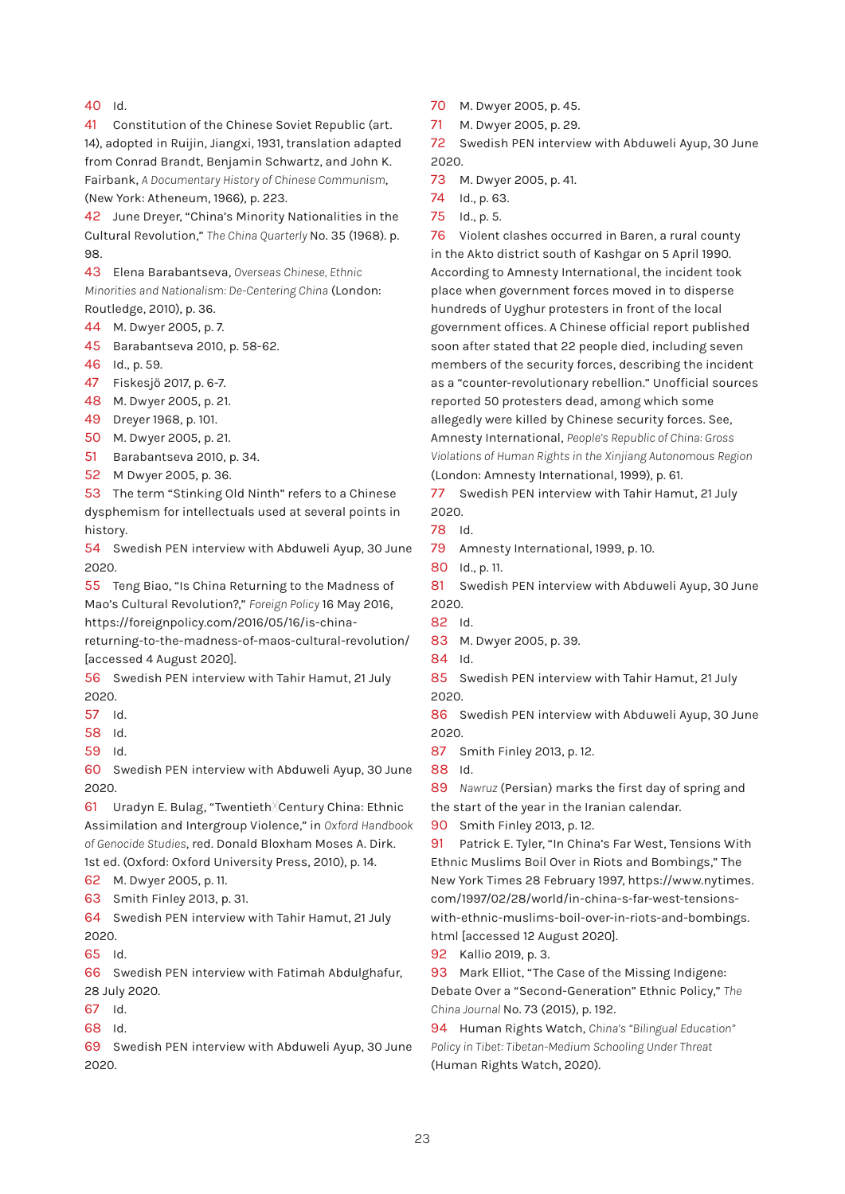40 Id.

41 Constitution of the Chinese Soviet Republic (art. 14), adopted in Ruijin, Jiangxi, 1931, translation adapted from Conrad Brandt, Benjamin Schwartz, and John K. Fairbank, *A Documentary History of Chinese Communism*, (New York: Atheneum, 1966), p. 223.

42 June Dreyer, "China's Minority Nationalities in the Cultural Revolution," *The China Quarterly* No. 35 (1968). p. 98.

43 Elena Barabantseva, *Overseas Chinese, Ethnic Minorities and Nationalism: De-Centering China* (London: Routledge, 2010), p. 36.

44 M. Dwyer 2005, p. 7.

45 Barabantseva 2010, p. 58-62.

46 Id., p. 59.

47 Fiskesjö 2017, p. 6-7.

48 M. Dwyer 2005, p. 21.

49 Dreyer 1968, p. 101.

50 M. Dwyer 2005, p. 21.

51 Barabantseva 2010, p. 34.

52 M Dwyer 2005, p. 36.

53 The term "Stinking Old Ninth" refers to a Chinese dysphemism for intellectuals used at several points in history.

54 Swedish PEN interview with Abduweli Ayup, 30 June 2020.

55 Teng Biao, "Is China Returning to the Madness of Mao's Cultural Revolution?," *Foreign Policy* 16 May 2016, https://foreignpolicy.com/2016/05/16/is-china-returning-to-the-madness-of-maos-cultural-revolution/ [accessed 4 August 2020].

56 Swedish PEN interview with Tahir Hamut, 21 July 2020.

57 Id.

58 Id.

59 Id.

60 Swedish PEN interview with Abduweli Ayup, 30 June 2020.

61 Uradyn E. Bulag, "Twentieth Century China: Ethnic Assimilation and Intergroup Violence," in *Oxford Handbook of Genocide Studies*, red. Donald Bloxham Moses A. Dirk. 1st ed. (Oxford: Oxford University Press, 2010), p. 14.

62 M. Dwyer 2005, p. 11.

63 Smith Finley 2013, p. 31.

64 Swedish PEN interview with Tahir Hamut, 21 July 2020.

65 Id.

66 Swedish PEN interview with Fatimah Abdulghafur, 28 July 2020.

67 Id.

68 Id.

69 Swedish PEN interview with Abduweli Ayup, 30 June 2020.

70 M. Dwyer 2005, p. 45.

71 M. Dwyer 2005, p. 29.

72 Swedish PEN interview with Abduweli Ayup, 30 June 2020.

73 M. Dwyer 2005, p. 41.

74 Id., p. 63.

75 Id., p. 5.

76 Violent clashes occurred in Baren, a rural county in the Akto district south of Kashgar on 5 April 1990. According to Amnesty International, the incident took place when government forces moved in to disperse hundreds of Uyghur protesters in front of the local government offices. A Chinese official report published soon after stated that 22 people died, including seven members of the security forces, describing the incident as a "counter-revolutionary rebellion." Unofficial sources reported 50 protesters dead, among which some allegedly were killed by Chinese security forces. See, Amnesty International, *People's Republic of China: Gross Violations of Human Rights in the Xinjiang Autonomous Region* (London: Amnesty International, 1999), p. 61.

77 Swedish PEN interview with Tahir Hamut, 21 July 2020.

78 Id.

79 Amnesty International, 1999, p. 10.

80 Id., p. 11.

81 Swedish PEN interview with Abduweli Ayup, 30 June 2020.

82 Id.

83 M. Dwyer 2005, p. 39.

84 Id.

85 Swedish PEN interview with Tahir Hamut, 21 July 2020.

86 Swedish PEN interview with Abduweli Ayup, 30 June 2020.

87 Smith Finley 2013, p. 12.

88 Id.

89 *Nawruz* (Persian) marks the first day of spring and the start of the year in the Iranian calendar.

90 Smith Finley 2013, p. 12.

91 Patrick E. Tyler, "In China's Far West, Tensions With Ethnic Muslims Boil Over in Riots and Bombings," The New York Times 28 February 1997, https://www.nytimes.com/1997/02/28/world/in-china-s-far-west-tensions-with-ethnic-muslims-boil-over-in-riots-and-bombings.html [accessed 12 August 2020].

92 Kallio 2019, p. 3.

93 Mark Elliot, "The Case of the Missing Indigene: Debate Over a "Second-Generation" Ethnic Policy," *The China Journal* No. 73 (2015), p. 192.

94 Human Rights Watch, *China's "Bilingual Education" Policy in Tibet: Tibetan-Medium Schooling Under Threat* (Human Rights Watch, 2020).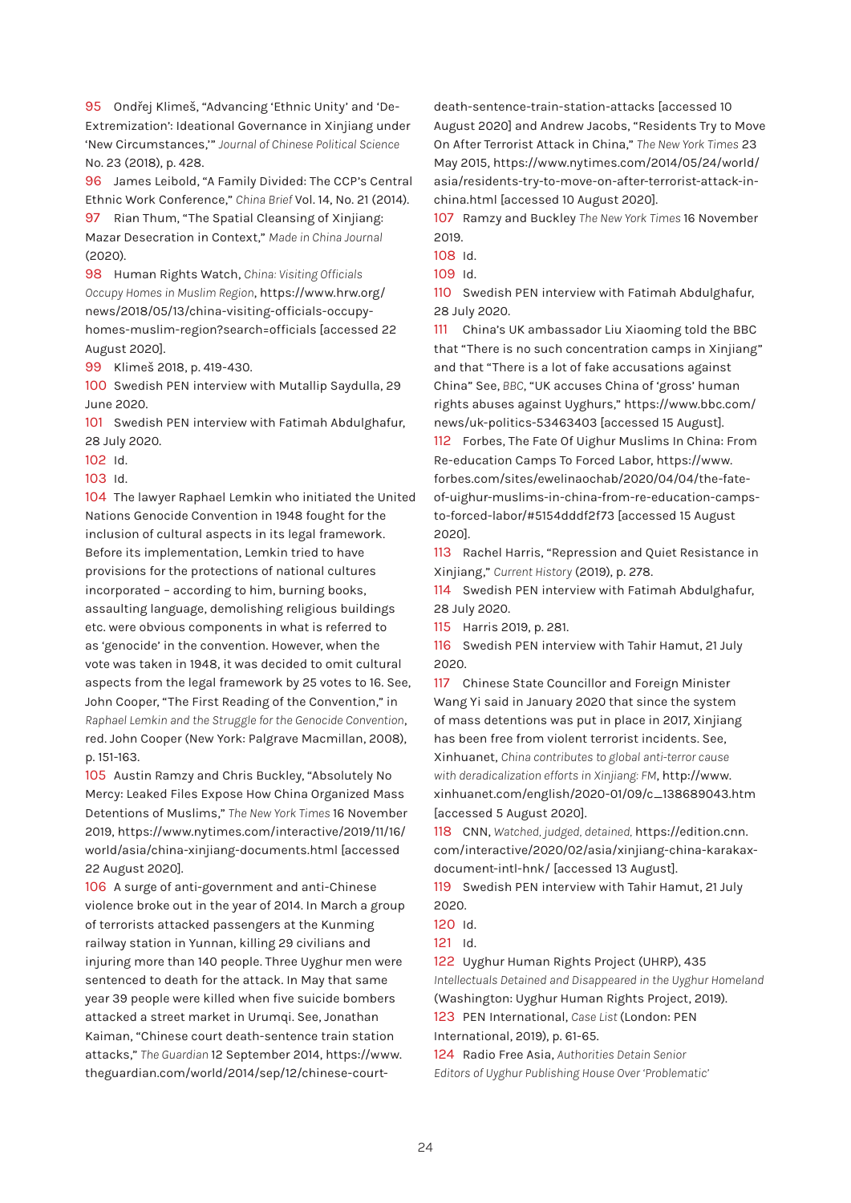95 Ondřej Klimeš, "Advancing 'Ethnic Unity' and 'De-Extremization': Ideational Governance in Xinjiang under 'New Circumstances,'" *Journal of Chinese Political Science* No. 23 (2018), p. 428.

96 James Leibold, "A Family Divided: The CCP's Central Ethnic Work Conference," *China Brief* Vol. 14, No. 21 (2014).

97 Rian Thum, "The Spatial Cleansing of Xinjiang: Mazar Desecration in Context," *Made in China Journal* (2020).

98 Human Rights Watch, *China: Visiting Officials Occupy Homes in Muslim Region*, https://www.hrw.org/news/2018/05/13/china-visiting-officials-occupy-homes-muslim-region?search=officials [accessed 22 August 2020].

99 Klimeš 2018, p. 419-430.

100 Swedish PEN interview with Mutallip Saydulla, 29 June 2020.

101 Swedish PEN interview with Fatimah Abdulghafur, 28 July 2020.

102 Id.

103 Id.

104 The lawyer Raphael Lemkin who initiated the United Nations Genocide Convention in 1948 fought for the inclusion of cultural aspects in its legal framework. Before its implementation, Lemkin tried to have provisions for the protections of national cultures incorporated – according to him, burning books, assaulting language, demolishing religious buildings etc. were obvious components in what is referred to as 'genocide' in the convention. However, when the vote was taken in 1948, it was decided to omit cultural aspects from the legal framework by 25 votes to 16. See, John Cooper, "The First Reading of the Convention," in *Raphael Lemkin and the Struggle for the Genocide Convention*, red. John Cooper (New York: Palgrave Macmillan, 2008), p. 151-163.

105 Austin Ramzy and Chris Buckley, "Absolutely No Mercy: Leaked Files Expose How China Organized Mass Detentions of Muslims," *The New York Times* 16 November 2019, https://www.nytimes.com/interactive/2019/11/16/world/asia/china-xinjiang-documents.html [accessed 22 August 2020].

106 A surge of anti-government and anti-Chinese violence broke out in the year of 2014. In March a group of terrorists attacked passengers at the Kunming railway station in Yunnan, killing 29 civilians and injuring more than 140 people. Three Uyghur men were sentenced to death for the attack. In May that same year 39 people were killed when five suicide bombers attacked a street market in Urumqi. See, Jonathan Kaiman, "Chinese court death-sentence train station attacks," *The Guardian* 12 September 2014, https://www.theguardian.com/world/2014/sep/12/chinese-court-death-sentence-train-station-attacks [accessed 10 August 2020] and Andrew Jacobs, "Residents Try to Move On After Terrorist Attack in China," *The New York Times* 23 May 2015, https://www.nytimes.com/2014/05/24/world/asia/residents-try-to-move-on-after-terrorist-attack-in-china.html [accessed 10 August 2020].

107 Ramzy and Buckley *The New York Times* 16 November 2019.

108 Id.

109 Id.

110 Swedish PEN interview with Fatimah Abdulghafur, 28 July 2020.

111 China's UK ambassador Liu Xiaoming told the BBC that "There is no such concentration camps in Xinjiang" and that "There is a lot of fake accusations against China" See, *BBC*, "UK accuses China of 'gross' human rights abuses against Uyghurs," https://www.bbc.com/news/uk-politics-53463403 [accessed 15 August].

112 Forbes, The Fate Of Uighur Muslims In China: From Re-education Camps To Forced Labor, https://www.forbes.com/sites/ewelinaochab/2020/04/04/the-fate-of-uighur-muslims-in-china-from-re-education-camps-to-forced-labor/#5154dddf2f73 [accessed 15 August 2020].

113 Rachel Harris, "Repression and Quiet Resistance in Xinjiang," *Current History* (2019), p. 278.

114 Swedish PEN interview with Fatimah Abdulghafur, 28 July 2020.

115 Harris 2019, p. 281.

116 Swedish PEN interview with Tahir Hamut, 21 July 2020.

117 Chinese State Councillor and Foreign Minister Wang Yi said in January 2020 that since the system of mass detentions was put in place in 2017, Xinjiang has been free from violent terrorist incidents. See, Xinhuanet, *China contributes to global anti-terror cause with deradicalization efforts in Xinjiang: FM*, http://www.xinhuanet.com/english/2020-01/09/c_138689043.htm [accessed 5 August 2020].

118 CNN, *Watched, judged, detained*, https://edition.cnn.com/interactive/2020/02/asia/xinjiang-china-karakax-document-intl-hnk/ [accessed 13 August].

119 Swedish PEN interview with Tahir Hamut, 21 July 2020.

120 Id.

121 Id.

122 Uyghur Human Rights Project (UHRP), 435 *Intellectuals Detained and Disappeared in the Uyghur Homeland* (Washington: Uyghur Human Rights Project, 2019).

123 PEN International, *Case List* (London: PEN International, 2019), p. 61-65.

124 Radio Free Asia, *Authorities Detain Senior Editors of Uyghur Publishing House Over 'Problematic'*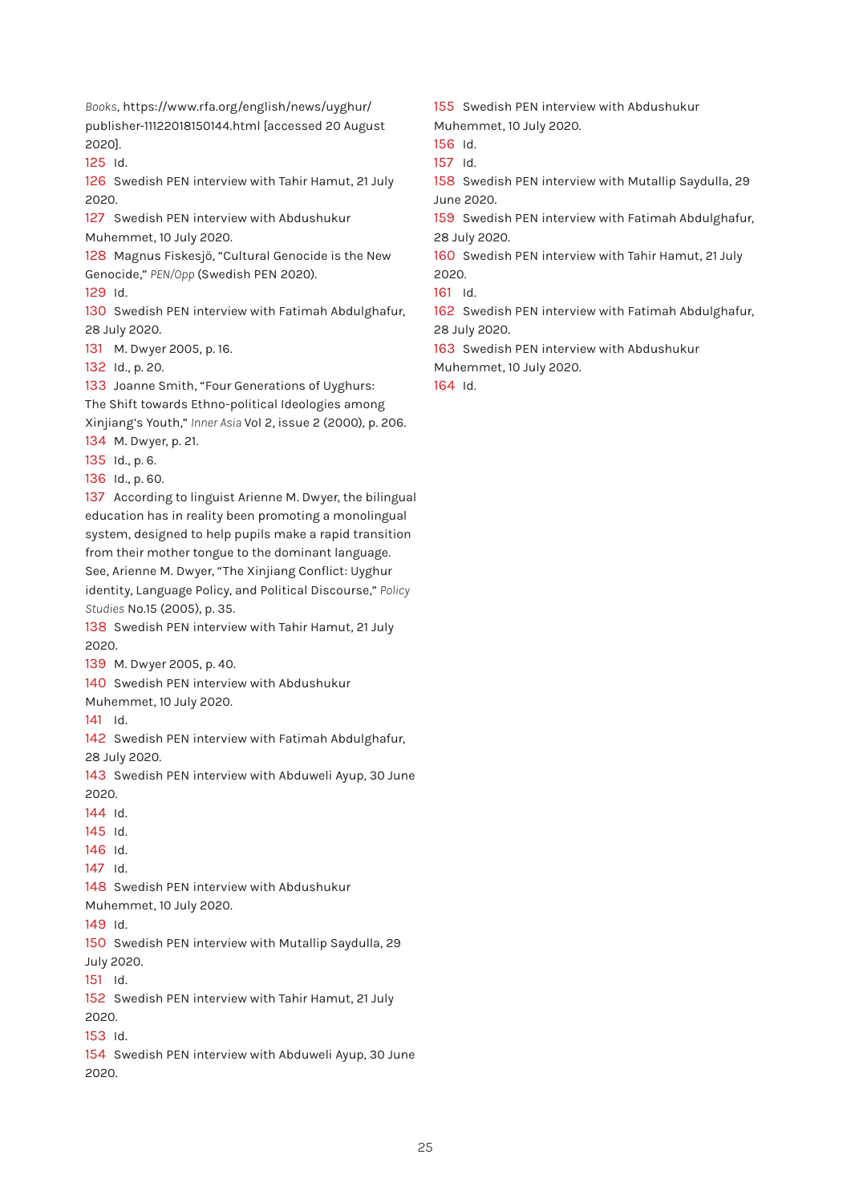*Books*, https://www.rfa.org/english/news/uyghur/publisher-11122018150144.html [accessed 20 August 2020].

125 Id.

126 Swedish PEN interview with Tahir Hamut, 21 July 2020.

127 Swedish PEN interview with Abdushukur Muhemmet, 10 July 2020.

128 Magnus Fiskesjö, "Cultural Genocide is the New Genocide," *PEN/Opp* (Swedish PEN 2020).

129 Id.

130 Swedish PEN interview with Fatimah Abdulghafur, 28 July 2020.

131 M. Dwyer 2005, p. 16.

132 Id., p. 20.

133 Joanne Smith, "Four Generations of Uyghurs: The Shift towards Ethno-political Ideologies among Xinjiang's Youth," *Inner Asia* Vol 2, issue 2 (2000), p. 206.

134 M. Dwyer, p. 21.

135 Id., p. 6.

136 Id., p. 60.

137 According to linguist Arienne M. Dwyer, the bilingual education has in reality been promoting a monolingual system, designed to help pupils make a rapid transition from their mother tongue to the dominant language. See, Arienne M. Dwyer, "The Xinjiang Conflict: Uyghur identity, Language Policy, and Political Discourse," *Policy Studies* No.15 (2005), p. 35.

138 Swedish PEN interview with Tahir Hamut, 21 July 2020.

139 M. Dwyer 2005, p. 40.

140 Swedish PEN interview with Abdushukur Muhemmet, 10 July 2020.

141 Id.

142 Swedish PEN interview with Fatimah Abdulghafur, 28 July 2020.

143 Swedish PEN interview with Abduweli Ayup, 30 June 2020.

144 Id.

145 Id.

146 Id.

147 Id.

148 Swedish PEN interview with Abdushukur Muhemmet, 10 July 2020.

149 Id.

150 Swedish PEN interview with Mutallip Saydulla, 29 July 2020.

151 Id.

152 Swedish PEN interview with Tahir Hamut, 21 July 2020.

153 Id.

154 Swedish PEN interview with Abduweli Ayup, 30 June 2020.

155 Swedish PEN interview with Abdushukur Muhemmet, 10 July 2020.

156 Id.

157 Id.

158 Swedish PEN interview with Mutallip Saydulla, 29 June 2020.

159 Swedish PEN interview with Fatimah Abdulghafur, 28 July 2020.

160 Swedish PEN interview with Tahir Hamut, 21 July 2020.

161 Id.

162 Swedish PEN interview with Fatimah Abdulghafur, 28 July 2020.

163 Swedish PEN interview with Abdushukur Muhemmet, 10 July 2020.

164 Id.